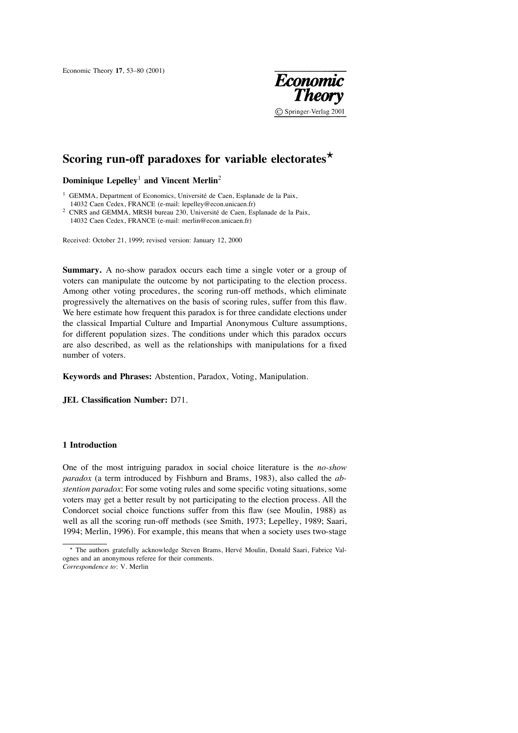# Scoring run-off paradoxes for variable electorates*

**Dominique Lepelley**[1] **and Vincent Merlin**[2]

[1] GEMMA, Department of Economics, Université de Caen, Esplanade de la Paix, 14032 Caen Cedex, FRANCE (e-mail: lepelley@econ.unicaen.fr)

[2] CNRS and GEMMA, MRSH bureau 230, Université de Caen, Esplanade de la Paix, 14032 Caen Cedex, FRANCE (e-mail: merlin@econ.unicaen.fr)

Received: October 21, 1999; revised version: January 12, 2000

**Summary.** A no-show paradox occurs each time a single voter or a group of voters can manipulate the outcome by not participating to the election process. Among other voting procedures, the scoring run-off methods, which eliminate progressively the alternatives on the basis of scoring rules, suffer from this flaw. We here estimate how frequent this paradox is for three candidate elections under the classical Impartial Culture and Impartial Anonymous Culture assumptions, for different population sizes. The conditions under which this paradox occurs are also described, as well as the relationships with manipulations for a fixed number of voters.

**Keywords and Phrases:** Abstention, Paradox, Voting, Manipulation.

**JEL Classification Number:** D71.

## 1 Introduction

One of the most intriguing paradox in social choice literature is the *no-show paradox* (a term introduced by Fishburn and Brams, 1983), also called the *abstention paradox*: For some voting rules and some specific voting situations, some voters may get a better result by not participating to the election process. All the Condorcet social choice functions suffer from this flaw (see Moulin, 1988) as well as all the scoring run-off methods (see Smith, 1973; Lepelley, 1989; Saari, 1994; Merlin, 1996). For example, this means that when a society uses two-stage

---

* The authors gratefully acknowledge Steven Brams, Hervé Moulin, Donald Saari, Fabrice Valognes and an anonymous referee for their comments.

*Correspondence to*: V. Merlin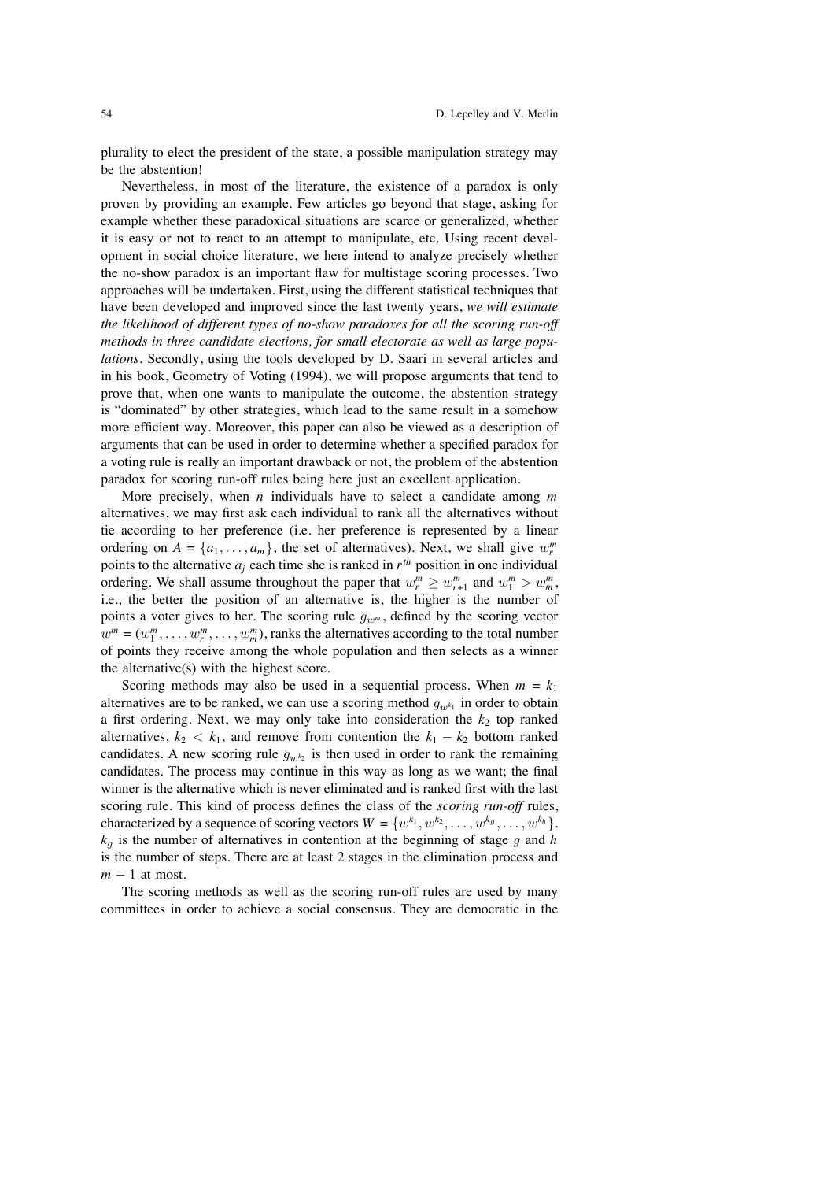plurality to elect the president of the state, a possible manipulation strategy may be the abstention!

Nevertheless, in most of the literature, the existence of a paradox is only proven by providing an example. Few articles go beyond that stage, asking for example whether these paradoxical situations are scarce or generalized, whether it is easy or not to react to an attempt to manipulate, etc. Using recent development in social choice literature, we here intend to analyze precisely whether the no-show paradox is an important flaw for multistage scoring processes. Two approaches will be undertaken. First, using the different statistical techniques that have been developed and improved since the last twenty years, *we will estimate the likelihood of different types of no-show paradoxes for all the scoring run-off methods in three candidate elections, for small electorate as well as large populations*. Secondly, using the tools developed by D. Saari in several articles and in his book, Geometry of Voting (1994), we will propose arguments that tend to prove that, when one wants to manipulate the outcome, the abstention strategy is "dominated" by other strategies, which lead to the same result in a somehow more efficient way. Moreover, this paper can also be viewed as a description of arguments that can be used in order to determine whether a specified paradox for a voting rule is really an important drawback or not, the problem of the abstention paradox for scoring run-off rules being here just an excellent application.

More precisely, when $n$ individuals have to select a candidate among $m$ alternatives, we may first ask each individual to rank all the alternatives without tie according to her preference (i.e. her preference is represented by a linear ordering on $A = \{a_1, \ldots, a_m\}$, the set of alternatives). Next, we shall give $w_r^m$ points to the alternative $a_j$ each time she is ranked in $r^{th}$ position in one individual ordering. We shall assume throughout the paper that $w_r^m \geq w_{r+1}^m$ and $w_1^m > w_m^m$, i.e., the better the position of an alternative is, the higher is the number of points a voter gives to her. The scoring rule $g_{w^m}$, defined by the scoring vector $w^m = (w_1^m, \ldots, w_r^m, \ldots, w_m^m)$, ranks the alternatives according to the total number of points they receive among the whole population and then selects as a winner the alternative(s) with the highest score.

Scoring methods may also be used in a sequential process. When $m = k_1$ alternatives are to be ranked, we can use a scoring method $g_{w^{k_1}}$ in order to obtain a first ordering. Next, we may only take into consideration the $k_2$ top ranked alternatives, $k_2 < k_1$, and remove from contention the $k_1 - k_2$ bottom ranked candidates. A new scoring rule $g_{w^{k_2}}$ is then used in order to rank the remaining candidates. The process may continue in this way as long as we want; the final winner is the alternative which is never eliminated and is ranked first with the last scoring rule. This kind of process defines the class of the *scoring run-off* rules, characterized by a sequence of scoring vectors $W = \{w^{k_1}, w^{k_2}, \ldots, w^{k_g}, \ldots, w^{k_h}\}$. $k_g$ is the number of alternatives in contention at the beginning of stage $g$ and $h$ is the number of steps. There are at least 2 stages in the elimination process and $m - 1$ at most.

The scoring methods as well as the scoring run-off rules are used by many committees in order to achieve a social consensus. They are democratic in the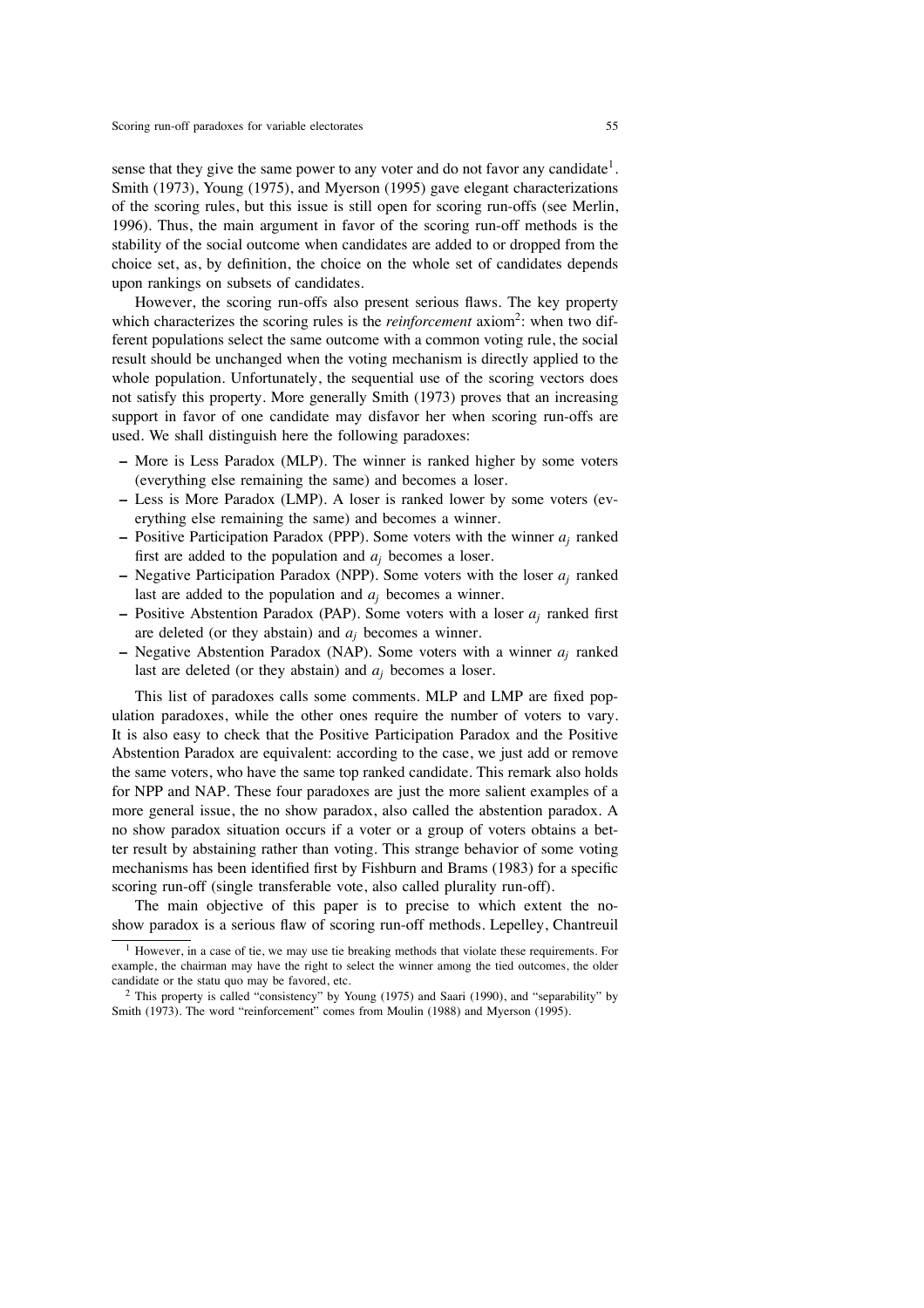sense that they give the same power to any voter and do not favor any candidate[1]. Smith (1973), Young (1975), and Myerson (1995) gave elegant characterizations of the scoring rules, but this issue is still open for scoring run-offs (see Merlin, 1996). Thus, the main argument in favor of the scoring run-off methods is the stability of the social outcome when candidates are added to or dropped from the choice set, as, by definition, the choice on the whole set of candidates depends upon rankings on subsets of candidates.

However, the scoring run-offs also present serious flaws. The key property which characterizes the scoring rules is the *reinforcement* axiom[2]: when two different populations select the same outcome with a common voting rule, the social result should be unchanged when the voting mechanism is directly applied to the whole population. Unfortunately, the sequential use of the scoring vectors does not satisfy this property. More generally Smith (1973) proves that an increasing support in favor of one candidate may disfavor her when scoring run-offs are used. We shall distinguish here the following paradoxes:

- More is Less Paradox (MLP). The winner is ranked higher by some voters (everything else remaining the same) and becomes a loser.
- Less is More Paradox (LMP). A loser is ranked lower by some voters (everything else remaining the same) and becomes a winner.
- Positive Participation Paradox (PPP). Some voters with the winner $a_j$ ranked first are added to the population and $a_j$ becomes a loser.
- Negative Participation Paradox (NPP). Some voters with the loser $a_j$ ranked last are added to the population and $a_j$ becomes a winner.
- Positive Abstention Paradox (PAP). Some voters with a loser $a_j$ ranked first are deleted (or they abstain) and $a_j$ becomes a winner.
- Negative Abstention Paradox (NAP). Some voters with a winner $a_j$ ranked last are deleted (or they abstain) and $a_j$ becomes a loser.

This list of paradoxes calls some comments. MLP and LMP are fixed population paradoxes, while the other ones require the number of voters to vary. It is also easy to check that the Positive Participation Paradox and the Positive Abstention Paradox are equivalent: according to the case, we just add or remove the same voters, who have the same top ranked candidate. This remark also holds for NPP and NAP. These four paradoxes are just the more salient examples of a more general issue, the no show paradox, also called the abstention paradox. A no show paradox situation occurs if a voter or a group of voters obtains a better result by abstaining rather than voting. This strange behavior of some voting mechanisms has been identified first by Fishburn and Brams (1983) for a specific scoring run-off (single transferable vote, also called plurality run-off).

The main objective of this paper is to precise to which extent the no-show paradox is a serious flaw of scoring run-off methods. Lepelley, Chantreuil

[1] However, in a case of tie, we may use tie breaking methods that violate these requirements. For example, the chairman may have the right to select the winner among the tied outcomes, the older candidate or the statu quo may be favored, etc.

[2] This property is called "consistency" by Young (1975) and Saari (1990), and "separability" by Smith (1973). The word "reinforcement" comes from Moulin (1988) and Myerson (1995).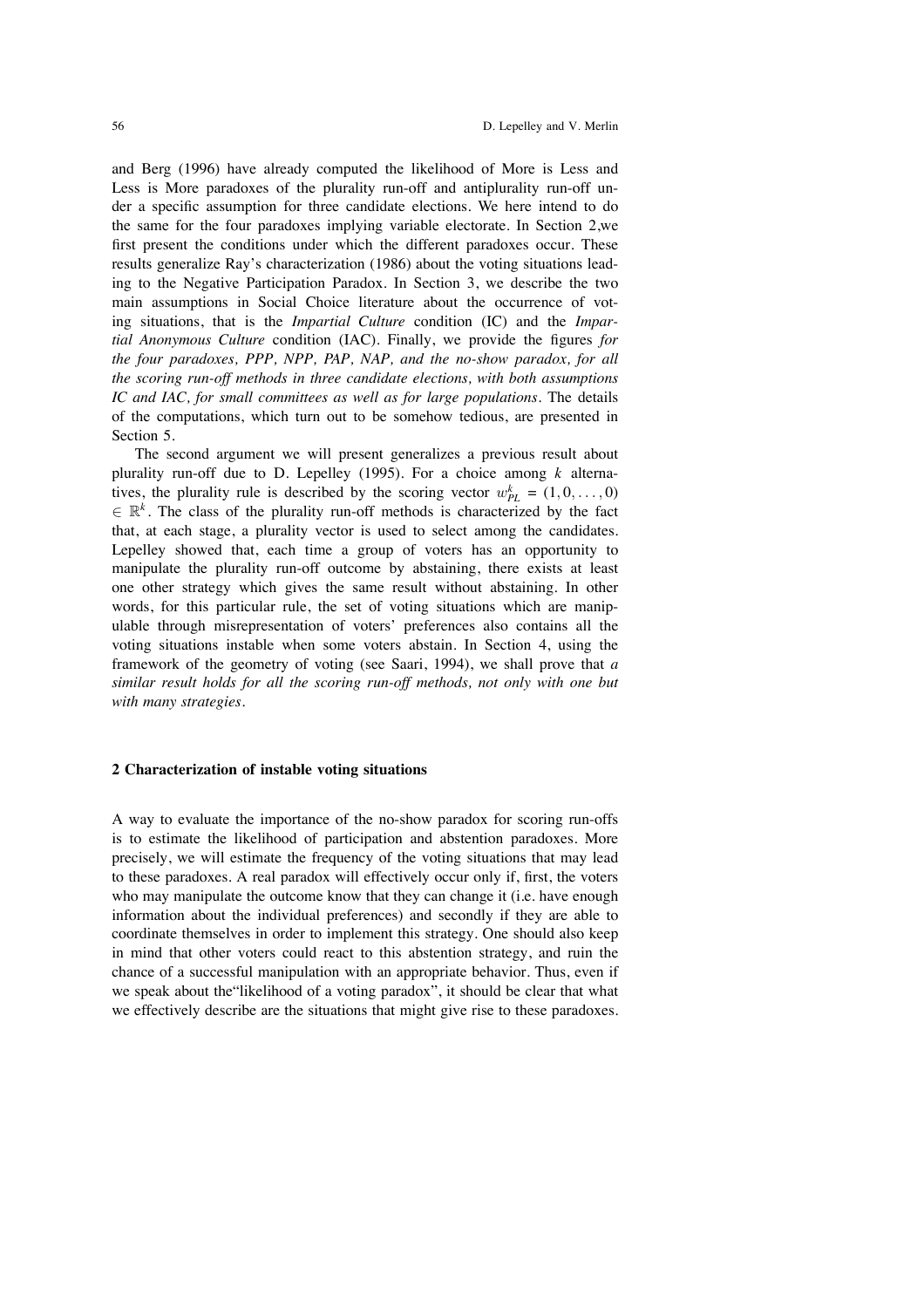and Berg (1996) have already computed the likelihood of More is Less and Less is More paradoxes of the plurality run-off and antiplurality run-off under a specific assumption for three candidate elections. We here intend to do the same for the four paradoxes implying variable electorate. In Section 2,we first present the conditions under which the different paradoxes occur. These results generalize Ray's characterization (1986) about the voting situations leading to the Negative Participation Paradox. In Section 3, we describe the two main assumptions in Social Choice literature about the occurrence of voting situations, that is the *Impartial Culture* condition (IC) and the *Impartial Anonymous Culture* condition (IAC). Finally, we provide the figures *for the four paradoxes, PPP, NPP, PAP, NAP, and the no-show paradox, for all the scoring run-off methods in three candidate elections, with both assumptions IC and IAC, for small committees as well as for large populations*. The details of the computations, which turn out to be somehow tedious, are presented in Section 5.

The second argument we will present generalizes a previous result about plurality run-off due to D. Lepelley (1995). For a choice among $k$ alternatives, the plurality rule is described by the scoring vector $w^k_{PL} = (1, 0, \ldots, 0) \in \mathbb{R}^k$. The class of the plurality run-off methods is characterized by the fact that, at each stage, a plurality vector is used to select among the candidates. Lepelley showed that, each time a group of voters has an opportunity to manipulate the plurality run-off outcome by abstaining, there exists at least one other strategy which gives the same result without abstaining. In other words, for this particular rule, the set of voting situations which are manipulable through misrepresentation of voters' preferences also contains all the voting situations instable when some voters abstain. In Section 4, using the framework of the geometry of voting (see Saari, 1994), we shall prove that *a similar result holds for all the scoring run-off methods, not only with one but with many strategies*.

## 2 Characterization of instable voting situations

A way to evaluate the importance of the no-show paradox for scoring run-offs is to estimate the likelihood of participation and abstention paradoxes. More precisely, we will estimate the frequency of the voting situations that may lead to these paradoxes. A real paradox will effectively occur only if, first, the voters who may manipulate the outcome know that they can change it (i.e. have enough information about the individual preferences) and secondly if they are able to coordinate themselves in order to implement this strategy. One should also keep in mind that other voters could react to this abstention strategy, and ruin the chance of a successful manipulation with an appropriate behavior. Thus, even if we speak about the"likelihood of a voting paradox", it should be clear that what we effectively describe are the situations that might give rise to these paradoxes.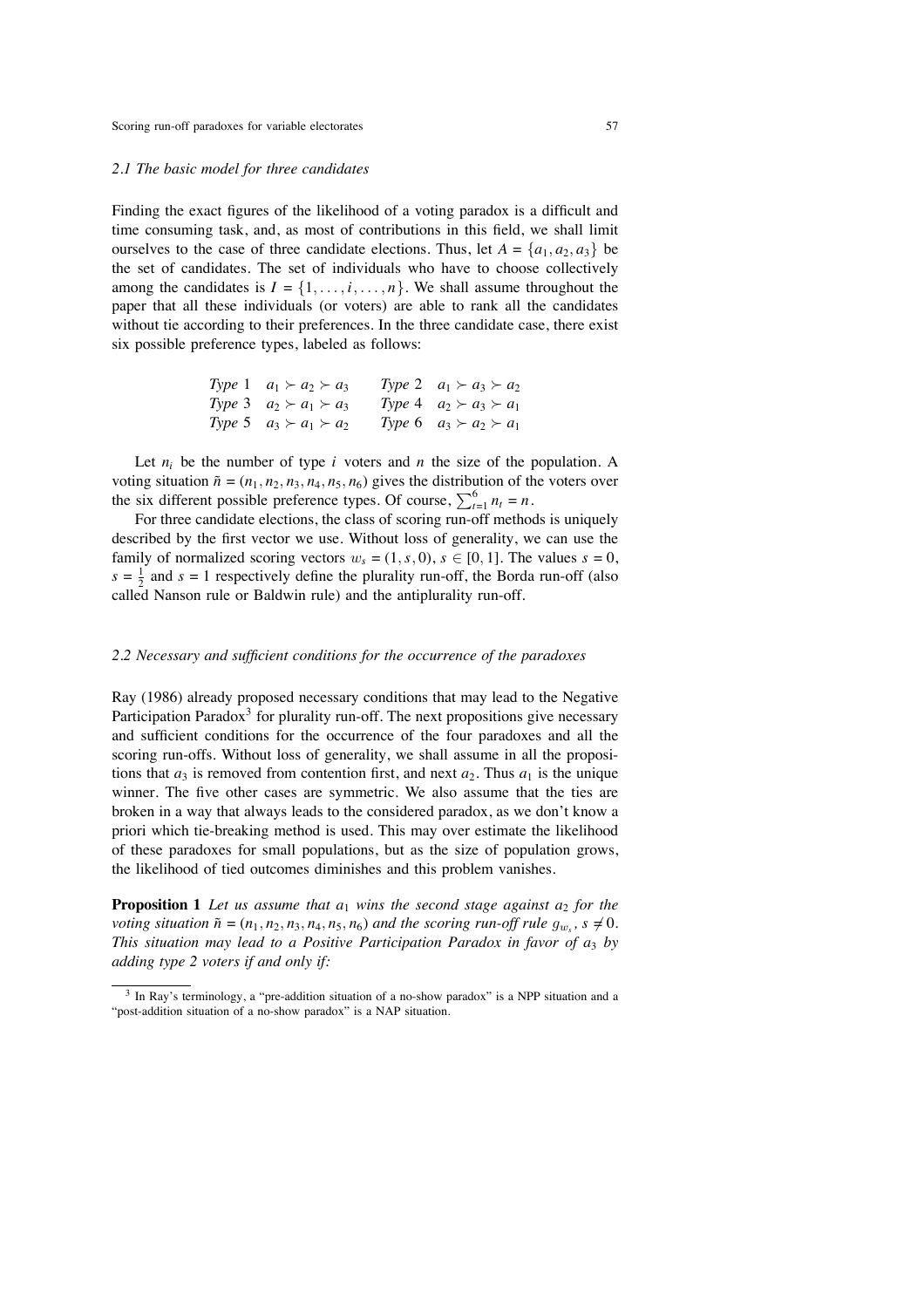### 2.1 The basic model for three candidates

Finding the exact figures of the likelihood of a voting paradox is a difficult and time consuming task, and, as most of contributions in this field, we shall limit ourselves to the case of three candidate elections. Thus, let $A = \{a_1, a_2, a_3\}$ be the set of candidates. The set of individuals who have to choose collectively among the candidates is $I = \{1, \ldots, i, \ldots, n\}$. We shall assume throughout the paper that all these individuals (or voters) are able to rank all the candidates without tie according to their preferences. In the three candidate case, there exist six possible preference types, labeled as follows:

| | | | |
|---|---|---|---|
| *Type* 1 | $a_1 \succ a_2 \succ a_3$ | *Type* 2 | $a_1 \succ a_3 \succ a_2$ |
| *Type* 3 | $a_2 \succ a_1 \succ a_3$ | *Type* 4 | $a_2 \succ a_3 \succ a_1$ |
| *Type* 5 | $a_3 \succ a_1 \succ a_2$ | *Type* 6 | $a_3 \succ a_2 \succ a_1$ |

Let $n_i$ be the number of type $i$ voters and $n$ the size of the population. A voting situation $\tilde{n} = (n_1, n_2, n_3, n_4, n_5, n_6)$ gives the distribution of the voters over the six different possible preference types. Of course, $\sum_{t=1}^{6} n_t = n$.

For three candidate elections, the class of scoring run-off methods is uniquely described by the first vector we use. Without loss of generality, we can use the family of normalized scoring vectors $w_s = (1, s, 0)$, $s \in [0, 1]$. The values $s = 0$, $s = \frac{1}{2}$ and $s = 1$ respectively define the plurality run-off, the Borda run-off (also called Nanson rule or Baldwin rule) and the antiplurality run-off.

### 2.2 Necessary and sufficient conditions for the occurrence of the paradoxes

Ray (1986) already proposed necessary conditions that may lead to the Negative Participation Paradox[3] for plurality run-off. The next propositions give necessary and sufficient conditions for the occurrence of the four paradoxes and all the scoring run-offs. Without loss of generality, we shall assume in all the propositions that $a_3$ is removed from contention first, and next $a_2$. Thus $a_1$ is the unique winner. The five other cases are symmetric. We also assume that the ties are broken in a way that always leads to the considered paradox, as we don't know a priori which tie-breaking method is used. This may over estimate the likelihood of these paradoxes for small populations, but as the size of population grows, the likelihood of tied outcomes diminishes and this problem vanishes.

**Proposition 1** *Let us assume that $a_1$ wins the second stage against $a_2$ for the voting situation $\tilde{n} = (n_1, n_2, n_3, n_4, n_5, n_6)$ and the scoring run-off rule $g_{w_s}$, $s \neq 0$. This situation may lead to a Positive Participation Paradox in favor of $a_3$ by adding type 2 voters if and only if:*

[3] In Ray's terminology, a "pre-addition situation of a no-show paradox" is a NPP situation and a "post-addition situation of a no-show paradox" is a NAP situation.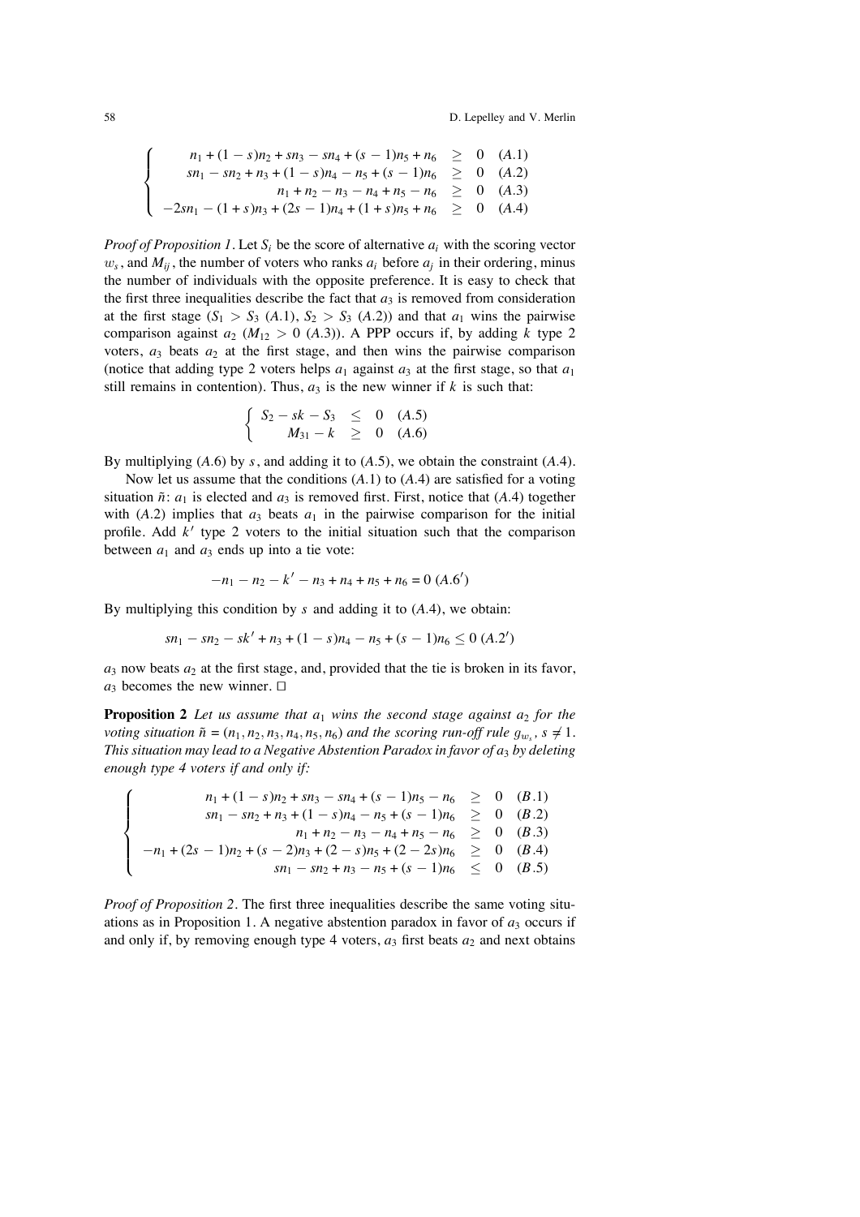$$
\left\{
\begin{array}{rcll}
n_1 + (1-s)n_2 + sn_3 - sn_4 + (s-1)n_5 + n_6 & \geq & 0 & (A.1) \\
sn_1 - sn_2 + n_3 + (1-s)n_4 - n_5 + (s-1)n_6 & \geq & 0 & (A.2) \\
n_1 + n_2 - n_3 - n_4 + n_5 - n_6 & \geq & 0 & (A.3) \\
-2sn_1 - (1+s)n_3 + (2s-1)n_4 + (1+s)n_5 + n_6 & \geq & 0 & (A.4)
\end{array}
\right.
$$

*Proof of Proposition 1*. Let $S_i$ be the score of alternative $a_i$ with the scoring vector $w_s$, and $M_{ij}$, the number of voters who ranks $a_i$ before $a_j$ in their ordering, minus the number of individuals with the opposite preference. It is easy to check that the first three inequalities describe the fact that $a_3$ is removed from consideration at the first stage ($S_1 > S_3$ $(A.1)$, $S_2 > S_3$ $(A.2)$) and that $a_1$ wins the pairwise comparison against $a_2$ ($M_{12} > 0$ $(A.3)$). A PPP occurs if, by adding $k$ type 2 voters, $a_3$ beats $a_2$ at the first stage, and then wins the pairwise comparison (notice that adding type 2 voters helps $a_1$ against $a_3$ at the first stage, so that $a_1$ still remains in contention). Thus, $a_3$ is the new winner if $k$ is such that:

$$
\left\{
\begin{array}{rcll}
S_2 - sk - S_3 & \leq & 0 & (A.5) \\
M_{31} - k & \geq & 0 & (A.6)
\end{array}
\right.
$$

By multiplying $(A.6)$ by $s$, and adding it to $(A.5)$, we obtain the constraint $(A.4)$.

Now let us assume that the conditions $(A.1)$ to $(A.4)$ are satisfied for a voting situation $\tilde{n}$: $a_1$ is elected and $a_3$ is removed first. First, notice that $(A.4)$ together with $(A.2)$ implies that $a_3$ beats $a_1$ in the pairwise comparison for the initial profile. Add $k'$ type 2 voters to the initial situation such that the comparison between $a_1$ and $a_3$ ends up into a tie vote:

$$
-n_1 - n_2 - k' - n_3 + n_4 + n_5 + n_6 = 0 \; (A.6')
$$

By multiplying this condition by $s$ and adding it to $(A.4)$, we obtain:

$$
sn_1 - sn_2 - sk' + n_3 + (1-s)n_4 - n_5 + (s-1)n_6 \leq 0 \; (A.2')
$$

$a_3$ now beats $a_2$ at the first stage, and, provided that the tie is broken in its favor, $a_3$ becomes the new winner. □

**Proposition 2** *Let us assume that $a_1$ wins the second stage against $a_2$ for the voting situation $\tilde{n} = (n_1, n_2, n_3, n_4, n_5, n_6)$ and the scoring run-off rule $g_{w_s}$, $s \neq 1$. This situation may lead to a Negative Abstention Paradox in favor of $a_3$ by deleting enough type 4 voters if and only if:*

$$
\left\{
\begin{array}{rcll}
n_1 + (1-s)n_2 + sn_3 - sn_4 + (s-1)n_5 - n_6 & \geq & 0 & (B.1) \\
sn_1 - sn_2 + n_3 + (1-s)n_4 - n_5 + (s-1)n_6 & \geq & 0 & (B.2) \\
n_1 + n_2 - n_3 - n_4 + n_5 - n_6 & \geq & 0 & (B.3) \\
-n_1 + (2s-1)n_2 + (s-2)n_3 + (2-s)n_5 + (2-2s)n_6 & \geq & 0 & (B.4) \\
sn_1 - sn_2 + n_3 - n_5 + (s-1)n_6 & \leq & 0 & (B.5)
\end{array}
\right.
$$

*Proof of Proposition 2*. The first three inequalities describe the same voting situations as in Proposition 1. A negative abstention paradox in favor of $a_3$ occurs if and only if, by removing enough type 4 voters, $a_3$ first beats $a_2$ and next obtains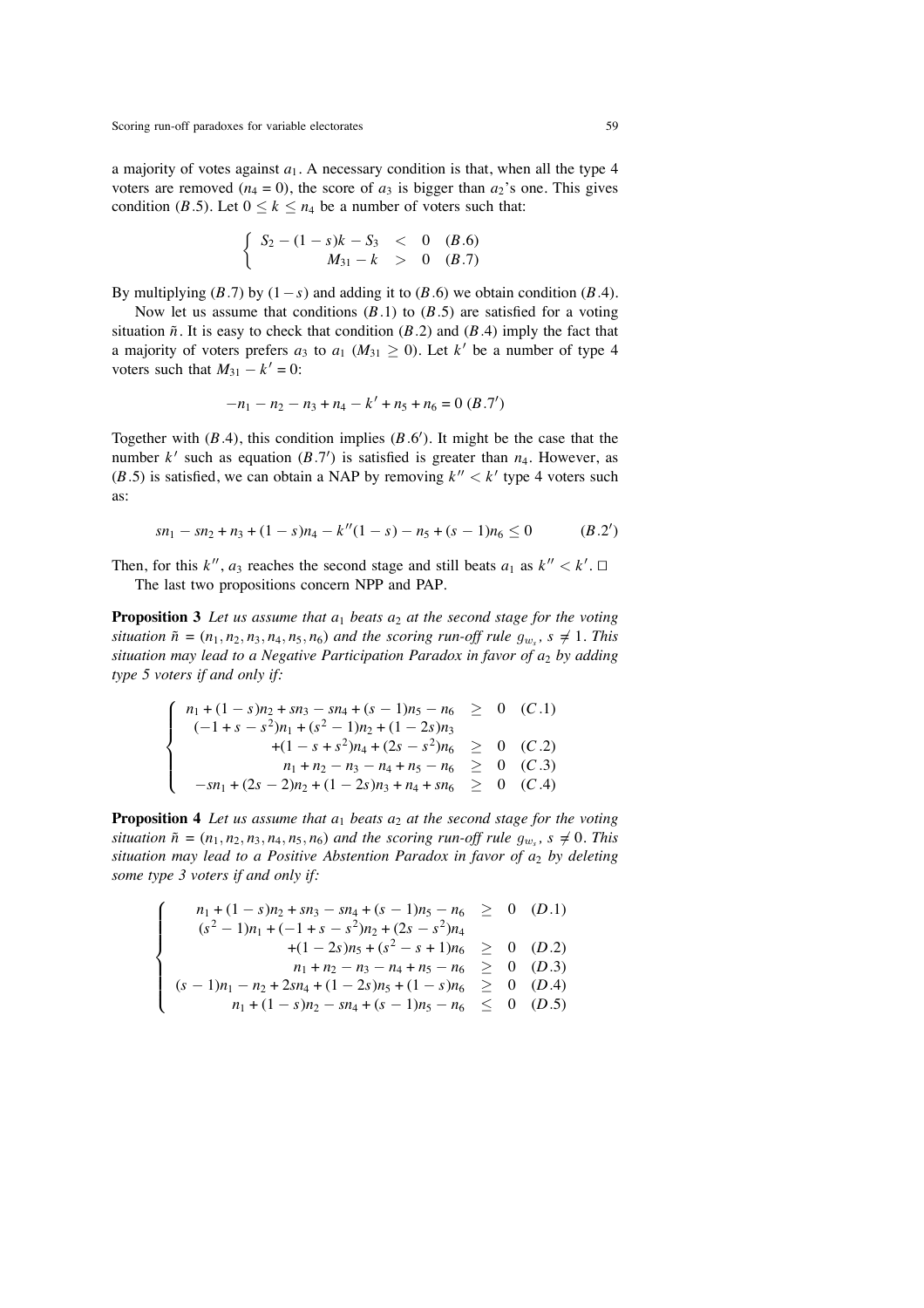a majority of votes against $a_1$. A necessary condition is that, when all the type 4 voters are removed ($n_4 = 0$), the score of $a_3$ is bigger than $a_2$'s one. This gives condition ($B.5$). Let $0 \leq k \leq n_4$ be a number of voters such that:

$$\begin{cases} S_2 - (1-s)k - S_3 < 0 & (B.6) \\ M_{31} - k > 0 & (B.7) \end{cases}$$

By multiplying ($B.7$) by $(1-s)$ and adding it to ($B.6$) we obtain condition ($B.4$).

Now let us assume that conditions ($B.1$) to ($B.5$) are satisfied for a voting situation $\tilde{n}$. It is easy to check that condition ($B.2$) and ($B.4$) imply the fact that a majority of voters prefers $a_3$ to $a_1$ ($M_{31} \geq 0$). Let $k'$ be a number of type 4 voters such that $M_{31} - k' = 0$:

$$-n_1 - n_2 - n_3 + n_4 - k' + n_5 + n_6 = 0 \; (B.7')$$

Together with ($B.4$), this condition implies ($B.6'$). It might be the case that the number $k'$ such as equation ($B.7'$) is satisfied is greater than $n_4$. However, as ($B.5$) is satisfied, we can obtain a NAP by removing $k'' < k'$ type 4 voters such as:

$$sn_1 - sn_2 + n_3 + (1-s)n_4 - k''(1-s) - n_5 + (s-1)n_6 \leq 0 \qquad (B.2')$$

Then, for this $k''$, $a_3$ reaches the second stage and still beats $a_1$ as $k'' < k'$. □

The last two propositions concern NPP and PAP.

**Proposition 3** *Let us assume that $a_1$ beats $a_2$ at the second stage for the voting situation $\tilde{n} = (n_1, n_2, n_3, n_4, n_5, n_6)$ and the scoring run-off rule $g_{w_s}$, $s \neq 1$. This situation may lead to a Negative Participation Paradox in favor of $a_2$ by adding type 5 voters if and only if:*

$$\begin{cases} n_1 + (1-s)n_2 + sn_3 - sn_4 + (s-1)n_5 - n_6 \geq 0 & (C.1) \\ (-1+s-s^2)n_1 + (s^2-1)n_2 + (1-2s)n_3 + (1-s+s^2)n_4 + (2s-s^2)n_6 \geq 0 & (C.2) \\ n_1 + n_2 - n_3 - n_4 + n_5 - n_6 \geq 0 & (C.3) \\ -sn_1 + (2s-2)n_2 + (1-2s)n_3 + n_4 + sn_6 \geq 0 & (C.4) \end{cases}$$

**Proposition 4** *Let us assume that $a_1$ beats $a_2$ at the second stage for the voting situation $\tilde{n} = (n_1, n_2, n_3, n_4, n_5, n_6)$ and the scoring run-off rule $g_{w_s}$, $s \neq 0$. This situation may lead to a Positive Abstention Paradox in favor of $a_2$ by deleting some type 3 voters if and only if:*

$$\begin{cases} n_1 + (1-s)n_2 + sn_3 - sn_4 + (s-1)n_5 - n_6 \geq 0 & (D.1) \\ (s^2-1)n_1 + (-1+s-s^2)n_2 + (2s-s^2)n_4 + (1-2s)n_5 + (s^2-s+1)n_6 \geq 0 & (D.2) \\ n_1 + n_2 - n_3 - n_4 + n_5 - n_6 \geq 0 & (D.3) \\ (s-1)n_1 - n_2 + 2sn_4 + (1-2s)n_5 + (1-s)n_6 \geq 0 & (D.4) \\ n_1 + (1-s)n_2 - sn_4 + (s-1)n_5 - n_6 \leq 0 & (D.5) \end{cases}$$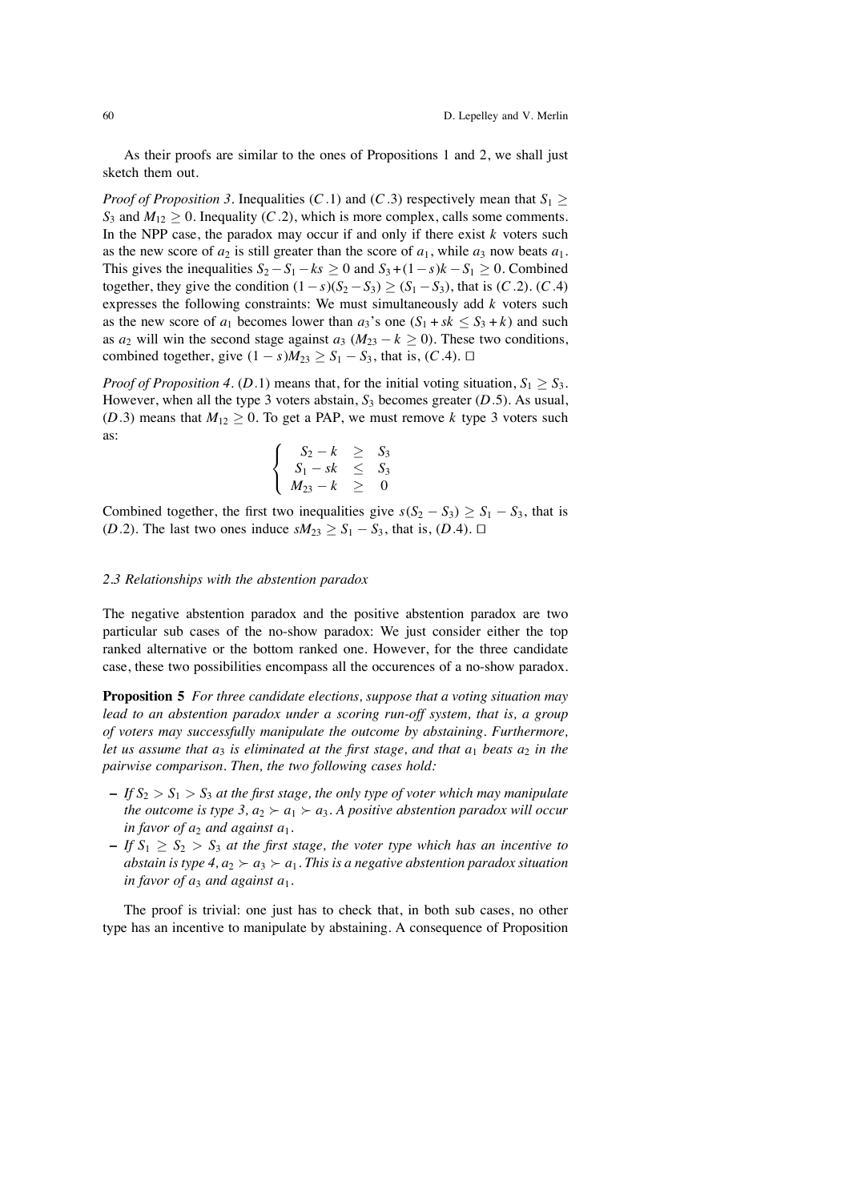As their proofs are similar to the ones of Propositions 1 and 2, we shall just sketch them out.

*Proof of Proposition 3*. Inequalities ($C.1$) and ($C.3$) respectively mean that $S_1 \geq S_3$ and $M_{12} \geq 0$. Inequality ($C.2$), which is more complex, calls some comments. In the NPP case, the paradox may occur if and only if there exist $k$ voters such as the new score of $a_2$ is still greater than the score of $a_1$, while $a_3$ now beats $a_1$. This gives the inequalities $S_2 - S_1 - ks \geq 0$ and $S_3 + (1-s)k - S_1 \geq 0$. Combined together, they give the condition $(1-s)(S_2 - S_3) \geq (S_1 - S_3)$, that is ($C.2$). ($C.4$) expresses the following constraints: We must simultaneously add $k$ voters such as the new score of $a_1$ becomes lower than $a_3$'s one ($S_1 + sk \leq S_3 + k$) and such as $a_2$ will win the second stage against $a_3$ ($M_{23} - k \geq 0$). These two conditions, combined together, give $(1-s)M_{23} \geq S_1 - S_3$, that is, ($C.4$). □

*Proof of Proposition 4*. ($D.1$) means that, for the initial voting situation, $S_1 \geq S_3$. However, when all the type 3 voters abstain, $S_3$ becomes greater ($D.5$). As usual, ($D.3$) means that $M_{12} \geq 0$. To get a PAP, we must remove $k$ type 3 voters such as:

$$\begin{cases} S_2 - k & \geq & S_3 \\ S_1 - sk & \leq & S_3 \\ M_{23} - k & \geq & 0 \end{cases}$$

Combined together, the first two inequalities give $s(S_2 - S_3) \geq S_1 - S_3$, that is ($D.2$). The last two ones induce $sM_{23} \geq S_1 - S_3$, that is, ($D.4$). □

### *2.3 Relationships with the abstention paradox*

The negative abstention paradox and the positive abstention paradox are two particular sub cases of the no-show paradox: We just consider either the top ranked alternative or the bottom ranked one. However, for the three candidate case, these two possibilities encompass all the occurences of a no-show paradox.

**Proposition 5** *For three candidate elections, suppose that a voting situation may lead to an abstention paradox under a scoring run-off system, that is, a group of voters may successfully manipulate the outcome by abstaining. Furthermore, let us assume that $a_3$ is eliminated at the first stage, and that $a_1$ beats $a_2$ in the pairwise comparison. Then, the two following cases hold:*

- *If $S_2 > S_1 > S_3$ at the first stage, the only type of voter which may manipulate the outcome is type 3, $a_2 \succ a_1 \succ a_3$. A positive abstention paradox will occur in favor of $a_2$ and against $a_1$.*
- *If $S_1 \geq S_2 > S_3$ at the first stage, the voter type which has an incentive to abstain is type 4, $a_2 \succ a_3 \succ a_1$. This is a negative abstention paradox situation in favor of $a_3$ and against $a_1$.*

The proof is trivial: one just has to check that, in both sub cases, no other type has an incentive to manipulate by abstaining. A consequence of Proposition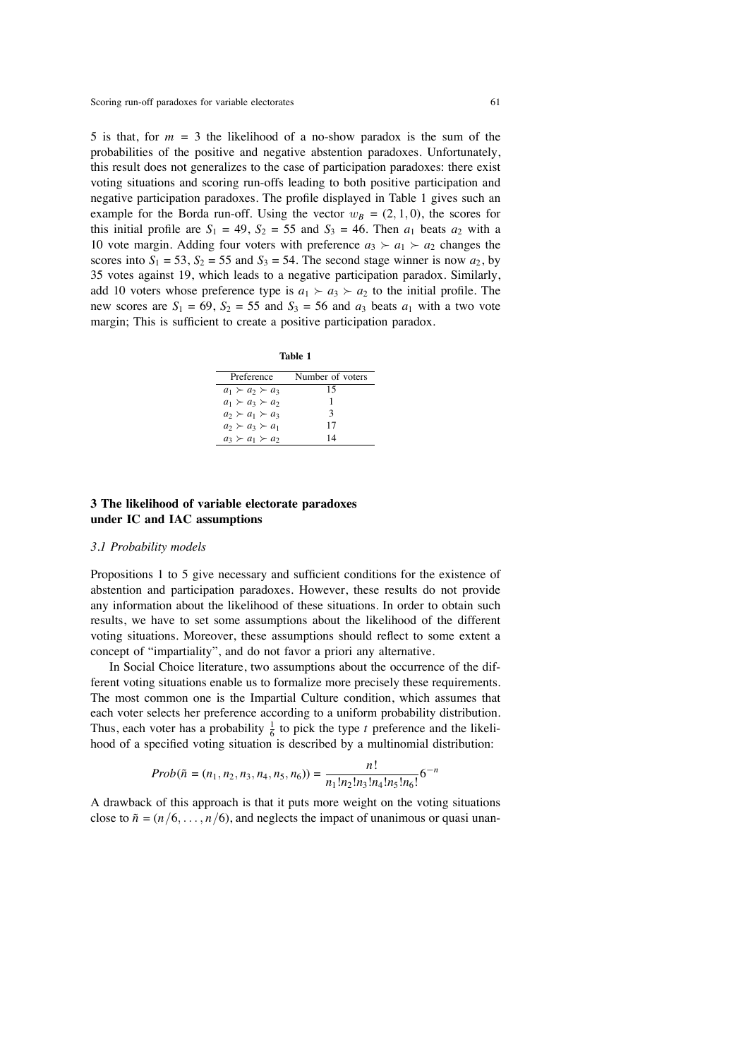5 is that, for $m = 3$ the likelihood of a no-show paradox is the sum of the probabilities of the positive and negative abstention paradoxes. Unfortunately, this result does not generalizes to the case of participation paradoxes: there exist voting situations and scoring run-offs leading to both positive participation and negative participation paradoxes. The profile displayed in Table 1 gives such an example for the Borda run-off. Using the vector $w_B = (2, 1, 0)$, the scores for this initial profile are $S_1 = 49$, $S_2 = 55$ and $S_3 = 46$. Then $a_1$ beats $a_2$ with a 10 vote margin. Adding four voters with preference $a_3 \succ a_1 \succ a_2$ changes the scores into $S_1 = 53$, $S_2 = 55$ and $S_3 = 54$. The second stage winner is now $a_2$, by 35 votes against 19, which leads to a negative participation paradox. Similarly, add 10 voters whose preference type is $a_1 \succ a_3 \succ a_2$ to the initial profile. The new scores are $S_1 = 69$, $S_2 = 55$ and $S_3 = 56$ and $a_3$ beats $a_1$ with a two vote margin; This is sufficient to create a positive participation paradox.

**Table 1**

| Preference | Number of voters |
|---|---|
| $a_1 \succ a_2 \succ a_3$ | 15 |
| $a_1 \succ a_3 \succ a_2$ | 1 |
| $a_2 \succ a_1 \succ a_3$ | 3 |
| $a_2 \succ a_3 \succ a_1$ | 17 |
| $a_3 \succ a_1 \succ a_2$ | 14 |

## 3 The likelihood of variable electorate paradoxes under IC and IAC assumptions

### *3.1 Probability models*

Propositions 1 to 5 give necessary and sufficient conditions for the existence of abstention and participation paradoxes. However, these results do not provide any information about the likelihood of these situations. In order to obtain such results, we have to set some assumptions about the likelihood of the different voting situations. Moreover, these assumptions should reflect to some extent a concept of "impartiality", and do not favor a priori any alternative.

In Social Choice literature, two assumptions about the occurrence of the different voting situations enable us to formalize more precisely these requirements. The most common one is the Impartial Culture condition, which assumes that each voter selects her preference according to a uniform probability distribution. Thus, each voter has a probability $\frac{1}{6}$ to pick the type $t$ preference and the likelihood of a specified voting situation is described by a multinomial distribution:

$$Prob(\tilde{n} = (n_1, n_2, n_3, n_4, n_5, n_6)) = \frac{n!}{n_1!n_2!n_3!n_4!n_5!n_6!}6^{-n}$$

A drawback of this approach is that it puts more weight on the voting situations close to $\tilde{n} = (n/6, \ldots, n/6)$, and neglects the impact of unanimous or quasi unan-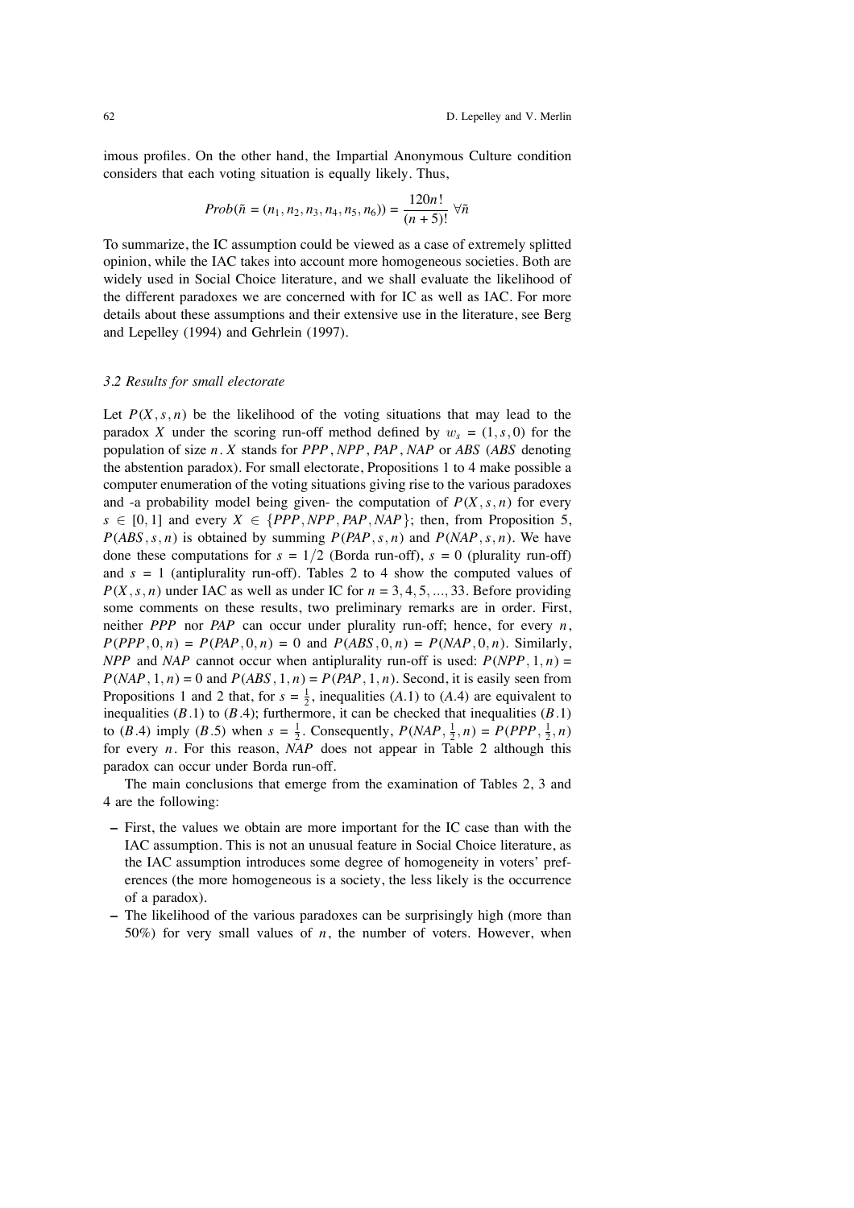imous profiles. On the other hand, the Impartial Anonymous Culture condition considers that each voting situation is equally likely. Thus,

$$Prob(\tilde{n} = (n_1, n_2, n_3, n_4, n_5, n_6)) = \frac{120n!}{(n+5)!} \ \forall \tilde{n}$$

To summarize, the IC assumption could be viewed as a case of extremely splitted opinion, while the IAC takes into account more homogeneous societies. Both are widely used in Social Choice literature, and we shall evaluate the likelihood of the different paradoxes we are concerned with for IC as well as IAC. For more details about these assumptions and their extensive use in the literature, see Berg and Lepelley (1994) and Gehrlein (1997).

### *3.2 Results for small electorate*

Let $P(X, s, n)$ be the likelihood of the voting situations that may lead to the paradox $X$ under the scoring run-off method defined by $w_s = (1, s, 0)$ for the population of size $n$. $X$ stands for *PPP*, *NPP*, *PAP*, *NAP* or *ABS* (*ABS* denoting the abstention paradox). For small electorate, Propositions 1 to 4 make possible a computer enumeration of the voting situations giving rise to the various paradoxes and -a probability model being given- the computation of $P(X, s, n)$ for every $s \in [0, 1]$ and every $X \in \{PPP, NPP, PAP, NAP\}$; then, from Proposition 5, $P(ABS, s, n)$ is obtained by summing $P(PAP, s, n)$ and $P(NAP, s, n)$. We have done these computations for $s = 1/2$ (Borda run-off), $s = 0$ (plurality run-off) and $s = 1$ (antiplurality run-off). Tables 2 to 4 show the computed values of $P(X, s, n)$ under IAC as well as under IC for $n = 3, 4, 5, ..., 33$. Before providing some comments on these results, two preliminary remarks are in order. First, neither *PPP* nor *PAP* can occur under plurality run-off; hence, for every $n$, $P(PPP, 0, n) = P(PAP, 0, n) = 0$ and $P(ABS, 0, n) = P(NAP, 0, n)$. Similarly, *NPP* and *NAP* cannot occur when antiplurality run-off is used: $P(NPP, 1, n) = P(NAP, 1, n) = 0$ and $P(ABS, 1, n) = P(PAP, 1, n)$. Second, it is easily seen from Propositions 1 and 2 that, for $s = \frac{1}{2}$, inequalities $(A.1)$ to $(A.4)$ are equivalent to inequalities $(B.1)$ to $(B.4)$; furthermore, it can be checked that inequalities $(B.1)$ to $(B.4)$ imply $(B.5)$ when $s = \frac{1}{2}$. Consequently, $P(NAP, \frac{1}{2}, n) = P(PPP, \frac{1}{2}, n)$ for every $n$. For this reason, *NAP* does not appear in Table 2 although this paradox can occur under Borda run-off.

The main conclusions that emerge from the examination of Tables 2, 3 and 4 are the following:

- First, the values we obtain are more important for the IC case than with the IAC assumption. This is not an unusual feature in Social Choice literature, as the IAC assumption introduces some degree of homogeneity in voters' preferences (the more homogeneous is a society, the less likely is the occurrence of a paradox).
- The likelihood of the various paradoxes can be surprisingly high (more than 50%) for very small values of $n$, the number of voters. However, when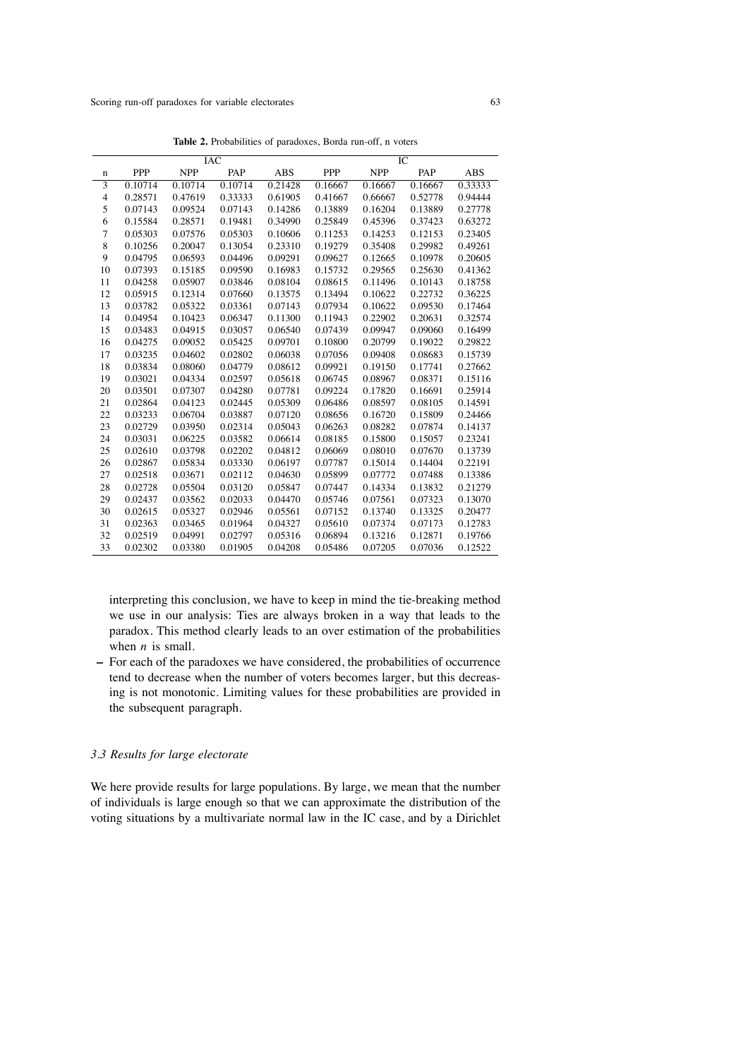**Table 2.** Probabilities of paradoxes, Borda run-off, n voters

| | IAC | | | | IC | | | |
|---|---|---|---|---|---|---|---|---|
| n | PPP | NPP | PAP | ABS | PPP | NPP | PAP | ABS |
| 3 | 0.10714 | 0.10714 | 0.10714 | 0.21428 | 0.16667 | 0.16667 | 0.16667 | 0.33333 |
| 4 | 0.28571 | 0.47619 | 0.33333 | 0.61905 | 0.41667 | 0.66667 | 0.52778 | 0.94444 |
| 5 | 0.07143 | 0.09524 | 0.07143 | 0.14286 | 0.13889 | 0.16204 | 0.13889 | 0.27778 |
| 6 | 0.15584 | 0.28571 | 0.19481 | 0.34990 | 0.25849 | 0.45396 | 0.37423 | 0.63272 |
| 7 | 0.05303 | 0.07576 | 0.05303 | 0.10606 | 0.11253 | 0.14253 | 0.12153 | 0.23405 |
| 8 | 0.10256 | 0.20047 | 0.13054 | 0.23310 | 0.19279 | 0.35408 | 0.29982 | 0.49261 |
| 9 | 0.04795 | 0.06593 | 0.04496 | 0.09291 | 0.09627 | 0.12665 | 0.10978 | 0.20605 |
| 10 | 0.07393 | 0.15185 | 0.09590 | 0.16983 | 0.15732 | 0.29565 | 0.25630 | 0.41362 |
| 11 | 0.04258 | 0.05907 | 0.03846 | 0.08104 | 0.08615 | 0.11496 | 0.10143 | 0.18758 |
| 12 | 0.05915 | 0.12314 | 0.07660 | 0.13575 | 0.13494 | 0.10622 | 0.22732 | 0.36225 |
| 13 | 0.03782 | 0.05322 | 0.03361 | 0.07143 | 0.07934 | 0.10622 | 0.09530 | 0.17464 |
| 14 | 0.04954 | 0.10423 | 0.06347 | 0.11300 | 0.11943 | 0.22902 | 0.20631 | 0.32574 |
| 15 | 0.03483 | 0.04915 | 0.03057 | 0.06540 | 0.07439 | 0.09947 | 0.09060 | 0.16499 |
| 16 | 0.04275 | 0.09052 | 0.05425 | 0.09701 | 0.10800 | 0.20799 | 0.19022 | 0.29822 |
| 17 | 0.03235 | 0.04602 | 0.02802 | 0.06038 | 0.07056 | 0.09408 | 0.08683 | 0.15739 |
| 18 | 0.03834 | 0.08060 | 0.04779 | 0.08612 | 0.09921 | 0.19150 | 0.17741 | 0.27662 |
| 19 | 0.03021 | 0.04334 | 0.02597 | 0.05618 | 0.06745 | 0.08967 | 0.08371 | 0.15116 |
| 20 | 0.03501 | 0.07307 | 0.04280 | 0.07781 | 0.09224 | 0.17820 | 0.16691 | 0.25914 |
| 21 | 0.02864 | 0.04123 | 0.02445 | 0.05309 | 0.06486 | 0.08597 | 0.08105 | 0.14591 |
| 22 | 0.03233 | 0.06704 | 0.03887 | 0.07120 | 0.08656 | 0.16720 | 0.15809 | 0.24466 |
| 23 | 0.02729 | 0.03950 | 0.02314 | 0.05043 | 0.06263 | 0.08282 | 0.07874 | 0.14137 |
| 24 | 0.03031 | 0.06225 | 0.03582 | 0.06614 | 0.08185 | 0.15800 | 0.15057 | 0.23241 |
| 25 | 0.02610 | 0.03798 | 0.02202 | 0.04812 | 0.06069 | 0.08010 | 0.07670 | 0.13739 |
| 26 | 0.02867 | 0.05834 | 0.03330 | 0.06197 | 0.07787 | 0.15014 | 0.14404 | 0.22191 |
| 27 | 0.02518 | 0.03671 | 0.02112 | 0.04630 | 0.05899 | 0.07772 | 0.07488 | 0.13386 |
| 28 | 0.02728 | 0.05504 | 0.03120 | 0.05847 | 0.07447 | 0.14334 | 0.13832 | 0.21279 |
| 29 | 0.02437 | 0.03562 | 0.02033 | 0.04470 | 0.05746 | 0.07561 | 0.07323 | 0.13070 |
| 30 | 0.02615 | 0.05327 | 0.02946 | 0.05561 | 0.07152 | 0.13740 | 0.13325 | 0.20477 |
| 31 | 0.02363 | 0.03465 | 0.01964 | 0.04327 | 0.05610 | 0.07374 | 0.07173 | 0.12783 |
| 32 | 0.02519 | 0.04991 | 0.02797 | 0.05316 | 0.06894 | 0.13216 | 0.12871 | 0.19766 |
| 33 | 0.02302 | 0.03380 | 0.01905 | 0.04208 | 0.05486 | 0.07205 | 0.07036 | 0.12522 |

interpreting this conclusion, we have to keep in mind the tie-breaking method we use in our analysis: Ties are always broken in a way that leads to the paradox. This method clearly leads to an over estimation of the probabilities when $n$ is small.

– For each of the paradoxes we have considered, the probabilities of occurrence tend to decrease when the number of voters becomes larger, but this decreasing is not monotonic. Limiting values for these probabilities are provided in the subsequent paragraph.

### *3.3 Results for large electorate*

We here provide results for large populations. By large, we mean that the number of individuals is large enough so that we can approximate the distribution of the voting situations by a multivariate normal law in the IC case, and by a Dirichlet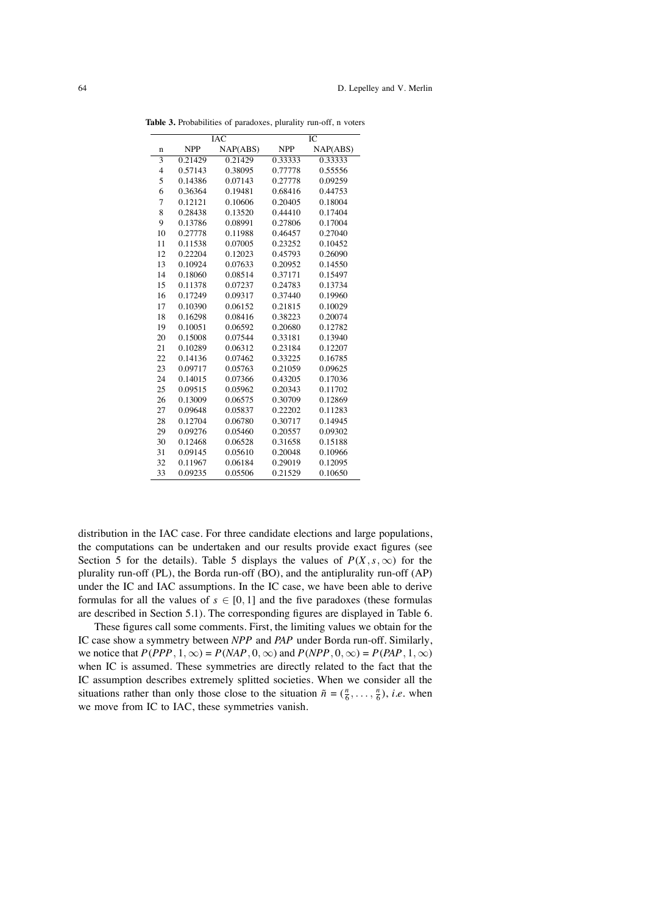**Table 3.** Probabilities of paradoxes, plurality run-off, n voters

| | IAC | | IC | |
|---|---|---|---|---|
| n | NPP | NAP(ABS) | NPP | NAP(ABS) |
| 3 | 0.21429 | 0.21429 | 0.33333 | 0.33333 |
| 4 | 0.57143 | 0.38095 | 0.77778 | 0.55556 |
| 5 | 0.14386 | 0.07143 | 0.27778 | 0.09259 |
| 6 | 0.36364 | 0.19481 | 0.68416 | 0.44753 |
| 7 | 0.12121 | 0.10606 | 0.20405 | 0.18004 |
| 8 | 0.28438 | 0.13520 | 0.44410 | 0.17404 |
| 9 | 0.13786 | 0.08991 | 0.27806 | 0.17004 |
| 10 | 0.27778 | 0.11988 | 0.46457 | 0.27040 |
| 11 | 0.11538 | 0.07005 | 0.23252 | 0.10452 |
| 12 | 0.22204 | 0.12023 | 0.45793 | 0.26090 |
| 13 | 0.10924 | 0.07633 | 0.20952 | 0.14550 |
| 14 | 0.18060 | 0.08514 | 0.37171 | 0.15497 |
| 15 | 0.11378 | 0.07237 | 0.24783 | 0.13734 |
| 16 | 0.17249 | 0.09317 | 0.37440 | 0.19960 |
| 17 | 0.10390 | 0.06152 | 0.21815 | 0.10029 |
| 18 | 0.16298 | 0.08416 | 0.38223 | 0.20074 |
| 19 | 0.10051 | 0.06592 | 0.20680 | 0.12782 |
| 20 | 0.15008 | 0.07544 | 0.33181 | 0.13940 |
| 21 | 0.10289 | 0.06312 | 0.23184 | 0.12207 |
| 22 | 0.14136 | 0.07462 | 0.33225 | 0.16785 |
| 23 | 0.09717 | 0.05763 | 0.21059 | 0.09625 |
| 24 | 0.14015 | 0.07366 | 0.43205 | 0.17036 |
| 25 | 0.09515 | 0.05962 | 0.20343 | 0.11702 |
| 26 | 0.13009 | 0.06575 | 0.30709 | 0.12869 |
| 27 | 0.09648 | 0.05837 | 0.22202 | 0.11283 |
| 28 | 0.12704 | 0.06780 | 0.30717 | 0.14945 |
| 29 | 0.09276 | 0.05460 | 0.20557 | 0.09302 |
| 30 | 0.12468 | 0.06528 | 0.31658 | 0.15188 |
| 31 | 0.09145 | 0.05610 | 0.20048 | 0.10966 |
| 32 | 0.11967 | 0.06184 | 0.29019 | 0.12095 |
| 33 | 0.09235 | 0.05506 | 0.21529 | 0.10650 |

distribution in the IAC case. For three candidate elections and large populations, the computations can be undertaken and our results provide exact figures (see Section 5 for the details). Table 5 displays the values of $P(X, s, \infty)$ for the plurality run-off (PL), the Borda run-off (BO), and the antiplurality run-off (AP) under the IC and IAC assumptions. In the IC case, we have been able to derive formulas for all the values of $s \in [0, 1]$ and the five paradoxes (these formulas are described in Section 5.1). The corresponding figures are displayed in Table 6.

These figures call some comments. First, the limiting values we obtain for the IC case show a symmetry between *NPP* and *PAP* under Borda run-off. Similarly, we notice that $P(PPP, 1, \infty) = P(NAP, 0, \infty)$ and $P(NPP, 0, \infty) = P(PAP, 1, \infty)$ when IC is assumed. These symmetries are directly related to the fact that the IC assumption describes extremely splitted societies. When we consider all the situations rather than only those close to the situation $\tilde{n} = (\frac{n}{6}, \ldots, \frac{n}{6})$, *i.e.* when we move from IC to IAC, these symmetries vanish.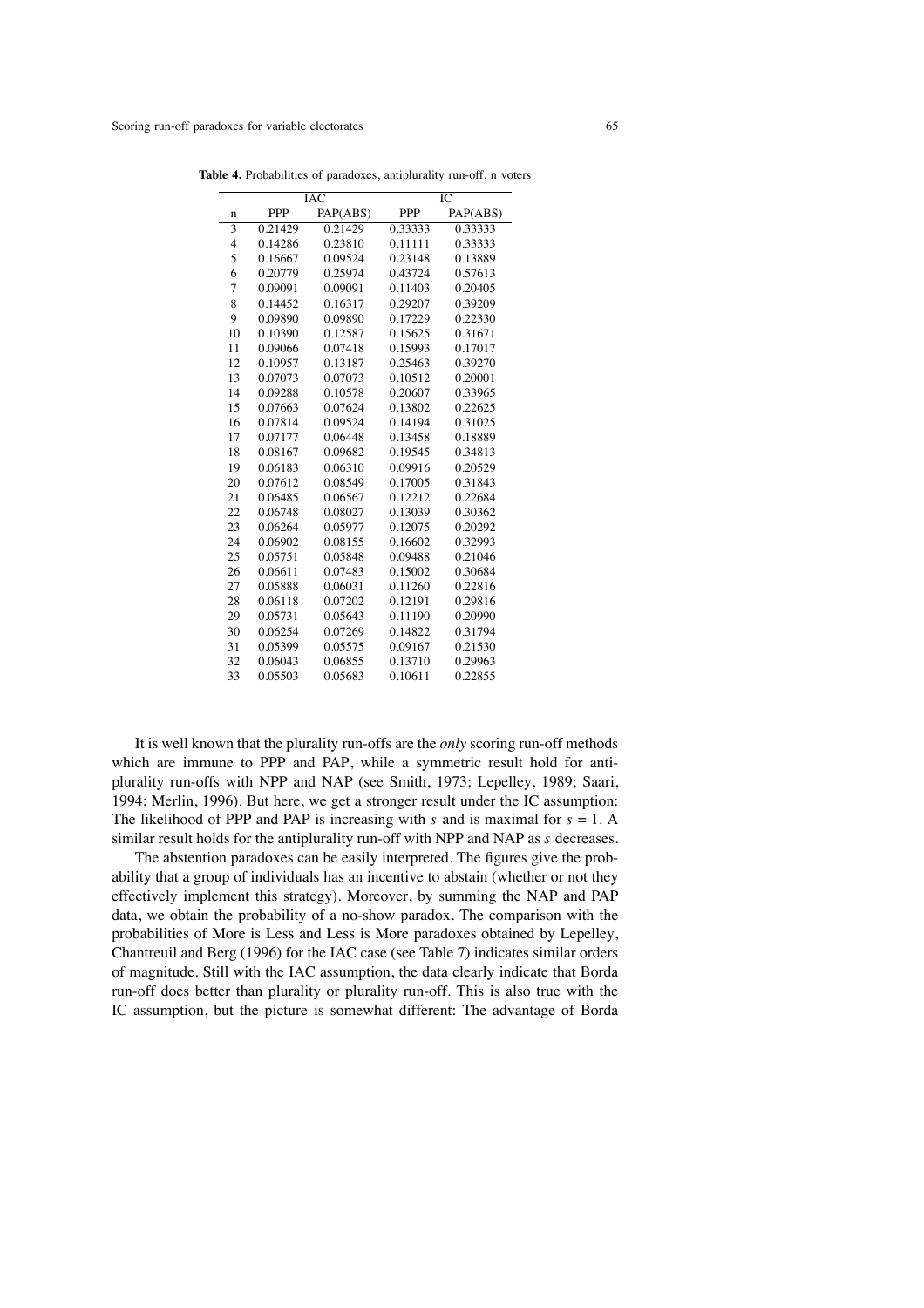**Table 4.** Probabilities of paradoxes, antiplurality run-off, n voters

| | IAC | | IC | |
|---|---|---|---|---|
| n | PPP | PAP(ABS) | PPP | PAP(ABS) |
| 3 | 0.21429 | 0.21429 | 0.33333 | 0.33333 |
| 4 | 0.14286 | 0.23810 | 0.11111 | 0.33333 |
| 5 | 0.16667 | 0.09524 | 0.23148 | 0.13889 |
| 6 | 0.20779 | 0.25974 | 0.43724 | 0.57613 |
| 7 | 0.09091 | 0.09091 | 0.11403 | 0.20405 |
| 8 | 0.14452 | 0.16317 | 0.29207 | 0.39209 |
| 9 | 0.09890 | 0.09890 | 0.17229 | 0.22330 |
| 10 | 0.10390 | 0.12587 | 0.15625 | 0.31671 |
| 11 | 0.09066 | 0.07418 | 0.15993 | 0.17017 |
| 12 | 0.10957 | 0.13187 | 0.25463 | 0.39270 |
| 13 | 0.07073 | 0.07073 | 0.10512 | 0.20001 |
| 14 | 0.09288 | 0.10578 | 0.20607 | 0.33965 |
| 15 | 0.07663 | 0.07624 | 0.13802 | 0.22625 |
| 16 | 0.07814 | 0.09524 | 0.14194 | 0.31025 |
| 17 | 0.07177 | 0.06448 | 0.13458 | 0.18889 |
| 18 | 0.08167 | 0.09682 | 0.19545 | 0.34813 |
| 19 | 0.06183 | 0.06310 | 0.09916 | 0.20529 |
| 20 | 0.07612 | 0.08549 | 0.17005 | 0.31843 |
| 21 | 0.06485 | 0.06567 | 0.12212 | 0.22684 |
| 22 | 0.06748 | 0.08027 | 0.13039 | 0.30362 |
| 23 | 0.06264 | 0.05977 | 0.12075 | 0.20292 |
| 24 | 0.06902 | 0.08155 | 0.16602 | 0.32993 |
| 25 | 0.05751 | 0.05848 | 0.09488 | 0.21046 |
| 26 | 0.06611 | 0.07483 | 0.15002 | 0.30684 |
| 27 | 0.05888 | 0.06031 | 0.11260 | 0.22816 |
| 28 | 0.06118 | 0.07202 | 0.12191 | 0.29816 |
| 29 | 0.05731 | 0.05643 | 0.11190 | 0.20990 |
| 30 | 0.06254 | 0.07269 | 0.14822 | 0.31794 |
| 31 | 0.05399 | 0.05575 | 0.09167 | 0.21530 |
| 32 | 0.06043 | 0.06855 | 0.13710 | 0.29963 |
| 33 | 0.05503 | 0.05683 | 0.10611 | 0.22855 |

It is well known that the plurality run-offs are the *only* scoring run-off methods which are immune to PPP and PAP, while a symmetric result hold for antiplurality run-offs with NPP and NAP (see Smith, 1973; Lepelley, 1989; Saari, 1994; Merlin, 1996). But here, we get a stronger result under the IC assumption: The likelihood of PPP and PAP is increasing with $s$ and is maximal for $s = 1$. A similar result holds for the antiplurality run-off with NPP and NAP as $s$ decreases.

The abstention paradoxes can be easily interpreted. The figures give the probability that a group of individuals has an incentive to abstain (whether or not they effectively implement this strategy). Moreover, by summing the NAP and PAP data, we obtain the probability of a no-show paradox. The comparison with the probabilities of More is Less and Less is More paradoxes obtained by Lepelley, Chantreuil and Berg (1996) for the IAC case (see Table 7) indicates similar orders of magnitude. Still with the IAC assumption, the data clearly indicate that Borda run-off does better than plurality or plurality run-off. This is also true with the IC assumption, but the picture is somewhat different: The advantage of Borda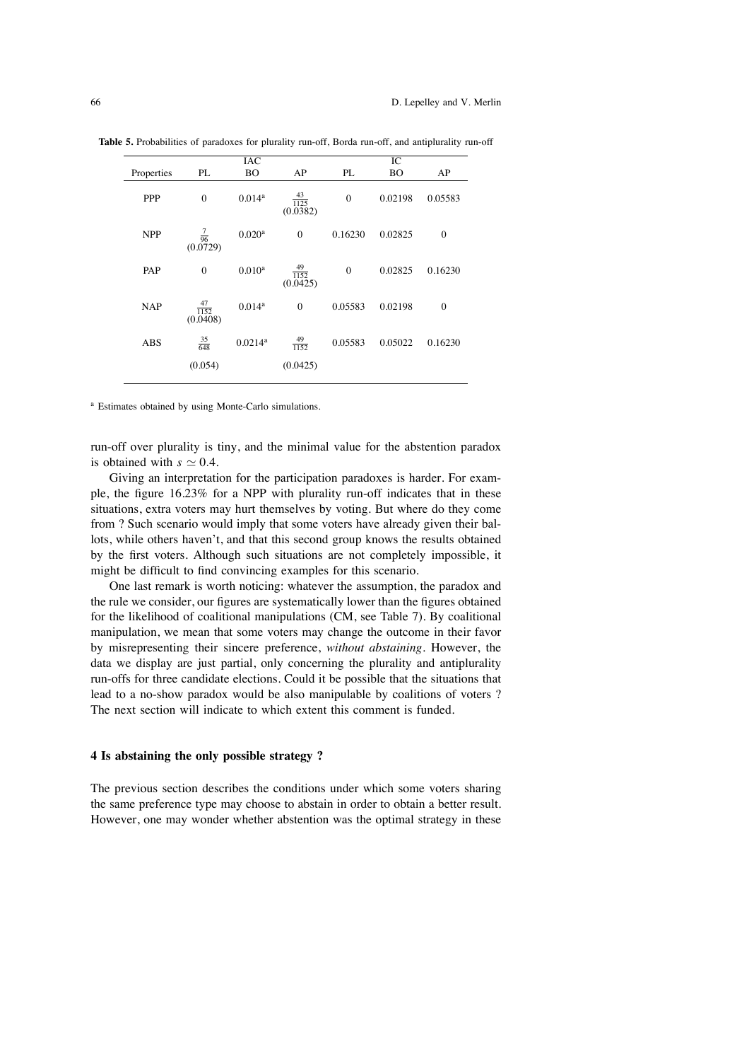**Table 5.** Probabilities of paradoxes for plurality run-off, Borda run-off, and antiplurality run-off

| | IAC | | | IC | | |
|---|---|---|---|---|---|---|
| Properties | PL | BO | AP | PL | BO | AP |
| PPP | 0 | 0.014[a] | $\frac{43}{1125}$ (0.0382) | 0 | 0.02198 | 0.05583 |
| NPP | $\frac{7}{96}$ (0.0729) | 0.020[a] | 0 | 0.16230 | 0.02825 | 0 |
| PAP | 0 | 0.010[a] | $\frac{49}{1152}$ (0.0425) | 0 | 0.02825 | 0.16230 |
| NAP | $\frac{47}{1152}$ (0.0408) | 0.014[a] | 0 | 0.05583 | 0.02198 | 0 |
| ABS | $\frac{35}{648}$ (0.054) | 0.0214[a] | $\frac{49}{1152}$ (0.0425) | 0.05583 | 0.05022 | 0.16230 |

[a] Estimates obtained by using Monte-Carlo simulations.

run-off over plurality is tiny, and the minimal value for the abstention paradox is obtained with $s \simeq 0.4$.

Giving an interpretation for the participation paradoxes is harder. For example, the figure 16.23% for a NPP with plurality run-off indicates that in these situations, extra voters may hurt themselves by voting. But where do they come from ? Such scenario would imply that some voters have already given their ballots, while others haven't, and that this second group knows the results obtained by the first voters. Although such situations are not completely impossible, it might be difficult to find convincing examples for this scenario.

One last remark is worth noticing: whatever the assumption, the paradox and the rule we consider, our figures are systematically lower than the figures obtained for the likelihood of coalitional manipulations (CM, see Table 7). By coalitional manipulation, we mean that some voters may change the outcome in their favor by misrepresenting their sincere preference, *without abstaining*. However, the data we display are just partial, only concerning the plurality and antiplurality run-offs for three candidate elections. Could it be possible that the situations that lead to a no-show paradox would be also manipulable by coalitions of voters ? The next section will indicate to which extent this comment is funded.

## 4 Is abstaining the only possible strategy ?

The previous section describes the conditions under which some voters sharing the same preference type may choose to abstain in order to obtain a better result. However, one may wonder whether abstention was the optimal strategy in these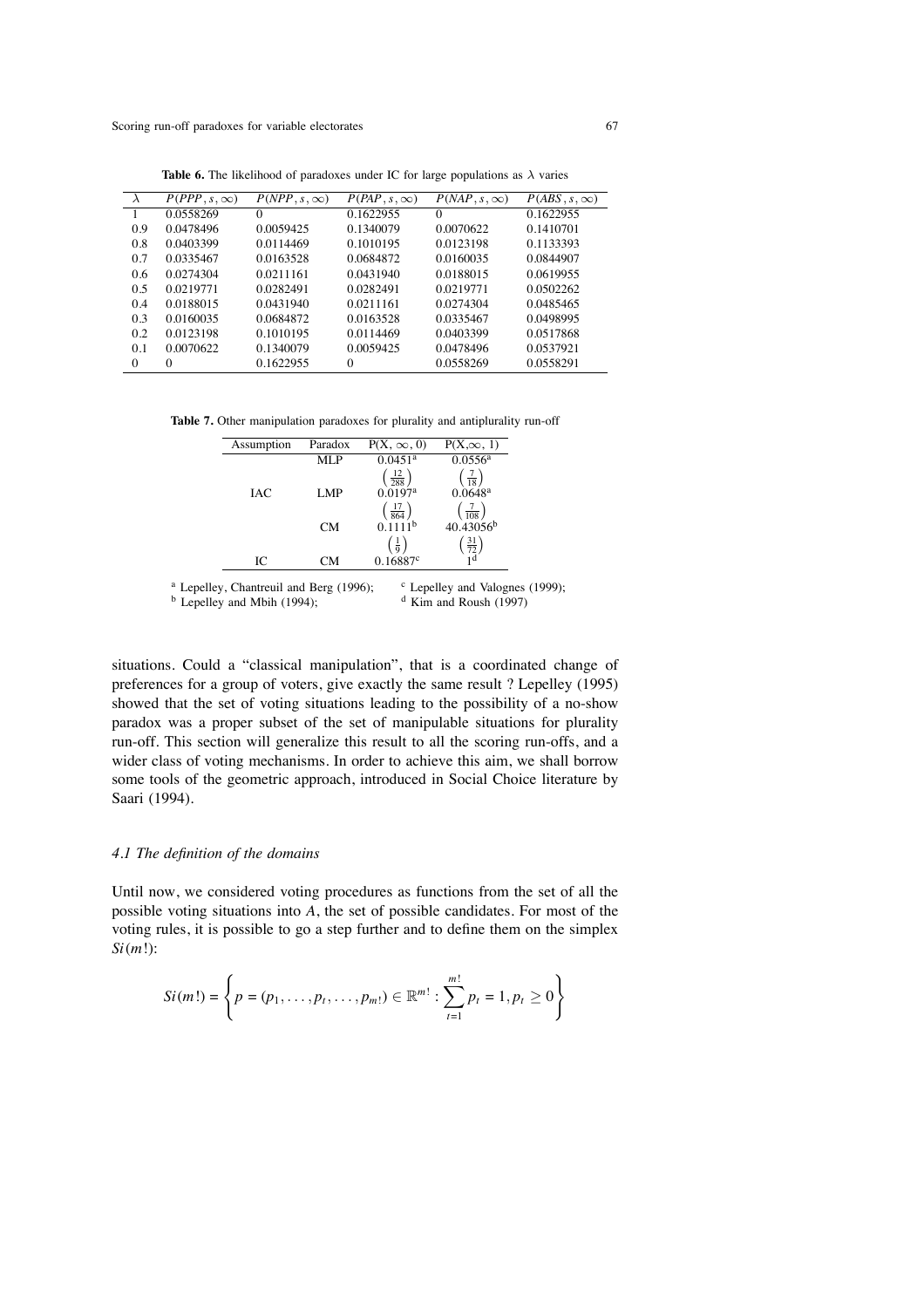**Table 6.** The likelihood of paradoxes under IC for large populations as $\lambda$ varies

| $\lambda$ | $P(PPP, s, \infty)$ | $P(NPP, s, \infty)$ | $P(PAP, s, \infty)$ | $P(NAP, s, \infty)$ | $P(ABS, s, \infty)$ |
|---|---|---|---|---|---|
| 1 | 0.0558269 | 0 | 0.1622955 | 0 | 0.1622955 |
| 0.9 | 0.0478496 | 0.0059425 | 0.1340079 | 0.0070622 | 0.1410701 |
| 0.8 | 0.0403399 | 0.0114469 | 0.1010195 | 0.0123198 | 0.1133393 |
| 0.7 | 0.0335467 | 0.0163528 | 0.0684872 | 0.0160035 | 0.0844907 |
| 0.6 | 0.0274304 | 0.0211161 | 0.0431940 | 0.0188015 | 0.0619955 |
| 0.5 | 0.0219771 | 0.0282491 | 0.0282491 | 0.0219771 | 0.0502262 |
| 0.4 | 0.0188015 | 0.0431940 | 0.0211161 | 0.0274304 | 0.0485465 |
| 0.3 | 0.0160035 | 0.0684872 | 0.0163528 | 0.0335467 | 0.0498995 |
| 0.2 | 0.0123198 | 0.1010195 | 0.0114469 | 0.0403399 | 0.0517868 |
| 0.1 | 0.0070622 | 0.1340079 | 0.0059425 | 0.0478496 | 0.0537921 |
| 0 | 0 | 0.1622955 | 0 | 0.0558269 | 0.0558291 |

**Table 7.** Other manipulation paradoxes for plurality and antiplurality run-off

| Assumption | Paradox | $P(X, \infty, 0)$ | $P(X, \infty, 1)$ |
|---|---|---|---|
| | MLP | 0.0451[a] $\left(\frac{12}{288}\right)$ | 0.0556[a] $\left(\frac{7}{18}\right)$ |
| IAC | LMP | 0.0197[a] $\left(\frac{17}{864}\right)$ | 0.0648[a] $\left(\frac{7}{108}\right)$ |
| | CM | 0.1111[b] $\left(\frac{1}{9}\right)$ | 40.43056[b] $\left(\frac{31}{72}\right)$ |
| IC | CM | 0.16887[c] | 1[d] |

[a] Lepelley, Chantreuil and Berg (1996); [b] Lepelley and Mbih (1994); [c] Lepelley and Valognes (1999); [d] Kim and Roush (1997)

situations. Could a "classical manipulation", that is a coordinated change of preferences for a group of voters, give exactly the same result ? Lepelley (1995) showed that the set of voting situations leading to the possibility of a no-show paradox was a proper subset of the set of manipulable situations for plurality run-off. This section will generalize this result to all the scoring run-offs, and a wider class of voting mechanisms. In order to achieve this aim, we shall borrow some tools of the geometric approach, introduced in Social Choice literature by Saari (1994).

### *4.1 The definition of the domains*

Until now, we considered voting procedures as functions from the set of all the possible voting situations into $A$, the set of possible candidates. For most of the voting rules, it is possible to go a step further and to define them on the simplex $Si(m!)$:

$$Si(m!) = \left\{ p = (p_1, \ldots, p_t, \ldots, p_{m!}) \in \mathbb{R}^{m!} : \sum_{t=1}^{m!} p_t = 1, p_t \geq 0 \right\}$$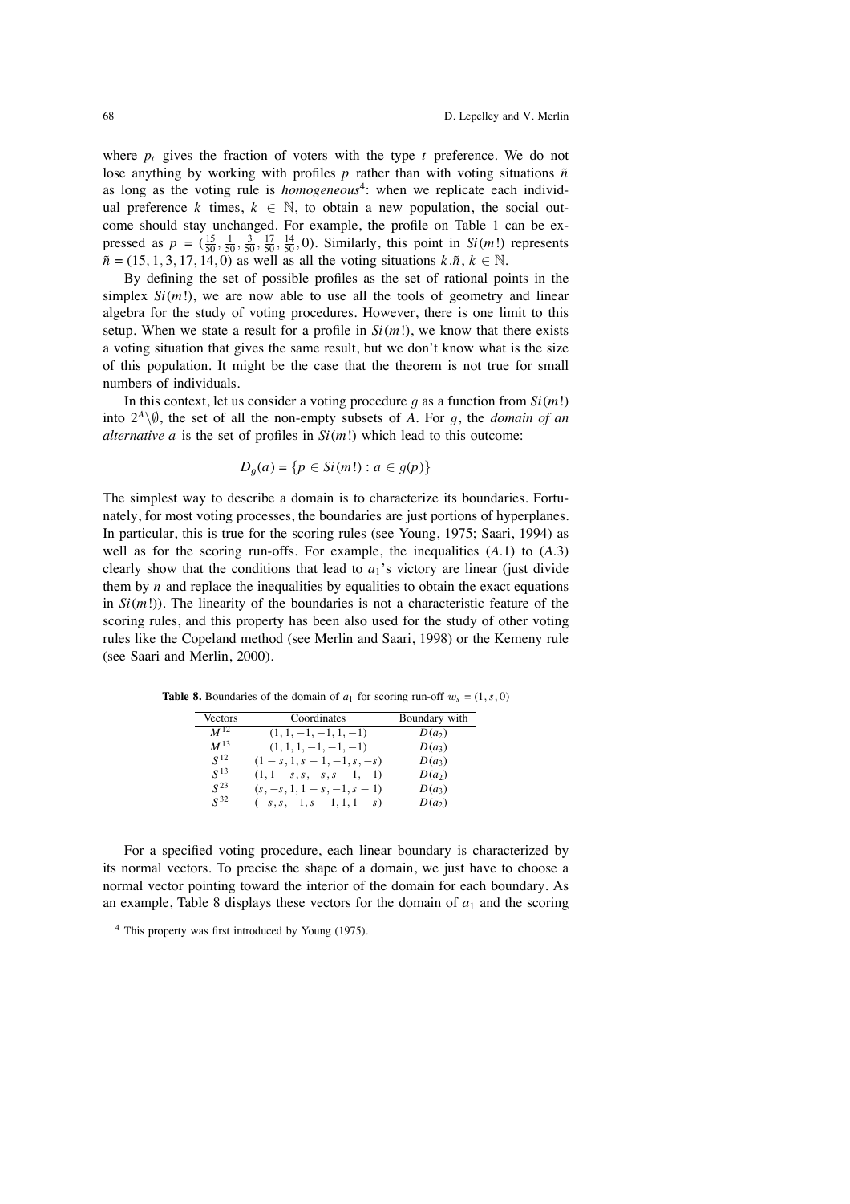where $p_t$ gives the fraction of voters with the type $t$ preference. We do not lose anything by working with profiles $p$ rather than with voting situations $\tilde{n}$ as long as the voting rule is *homogeneous*[4]: when we replicate each individual preference $k$ times, $k \in \mathbb{N}$, to obtain a new population, the social outcome should stay unchanged. For example, the profile on Table 1 can be expressed as $p = (\frac{15}{50}, \frac{1}{50}, \frac{3}{50}, \frac{17}{50}, \frac{14}{50}, 0)$. Similarly, this point in $Si(m!)$ represents $\tilde{n} = (15, 1, 3, 17, 14, 0)$ as well as all the voting situations $k.\tilde{n}$, $k \in \mathbb{N}$.

By defining the set of possible profiles as the set of rational points in the simplex $Si(m!)$, we are now able to use all the tools of geometry and linear algebra for the study of voting procedures. However, there is one limit to this setup. When we state a result for a profile in $Si(m!)$, we know that there exists a voting situation that gives the same result, but we don't know what is the size of this population. It might be the case that the theorem is not true for small numbers of individuals.

In this context, let us consider a voting procedure $g$ as a function from $Si(m!)$ into $2^A \backslash \emptyset$, the set of all the non-empty subsets of $A$. For $g$, the *domain of an alternative a* is the set of profiles in $Si(m!)$ which lead to this outcome:

$$D_g(a) = \{p \in Si(m!) : a \in g(p)\}$$

The simplest way to describe a domain is to characterize its boundaries. Fortunately, for most voting processes, the boundaries are just portions of hyperplanes. In particular, this is true for the scoring rules (see Young, 1975; Saari, 1994) as well as for the scoring run-offs. For example, the inequalities $(A.1)$ to $(A.3)$ clearly show that the conditions that lead to $a_1$'s victory are linear (just divide them by $n$ and replace the inequalities by equalities to obtain the exact equations in $Si(m!)$). The linearity of the boundaries is not a characteristic feature of the scoring rules, and this property has been also used for the study of other voting rules like the Copeland method (see Merlin and Saari, 1998) or the Kemeny rule (see Saari and Merlin, 2000).

**Table 8.** Boundaries of the domain of $a_1$ for scoring run-off $w_s = (1, s, 0)$

| Vectors | Coordinates | Boundary with |
|---|---|---|
| $M^{12}$ | $(1, 1, -1, -1, 1, -1)$ | $D(a_2)$ |
| $M^{13}$ | $(1, 1, 1, -1, -1, -1)$ | $D(a_3)$ |
| $S^{12}$ | $(1-s, 1, s-1, -1, s, -s)$ | $D(a_3)$ |
| $S^{13}$ | $(1, 1-s, s, -s, s-1, -1)$ | $D(a_2)$ |
| $S^{23}$ | $(s, -s, 1, 1-s, -1, s-1)$ | $D(a_3)$ |
| $S^{32}$ | $(-s, s, -1, s-1, 1, 1-s)$ | $D(a_2)$ |

For a specified voting procedure, each linear boundary is characterized by its normal vectors. To precise the shape of a domain, we just have to choose a normal vector pointing toward the interior of the domain for each boundary. As an example, Table 8 displays these vectors for the domain of $a_1$ and the scoring

[4] This property was first introduced by Young (1975).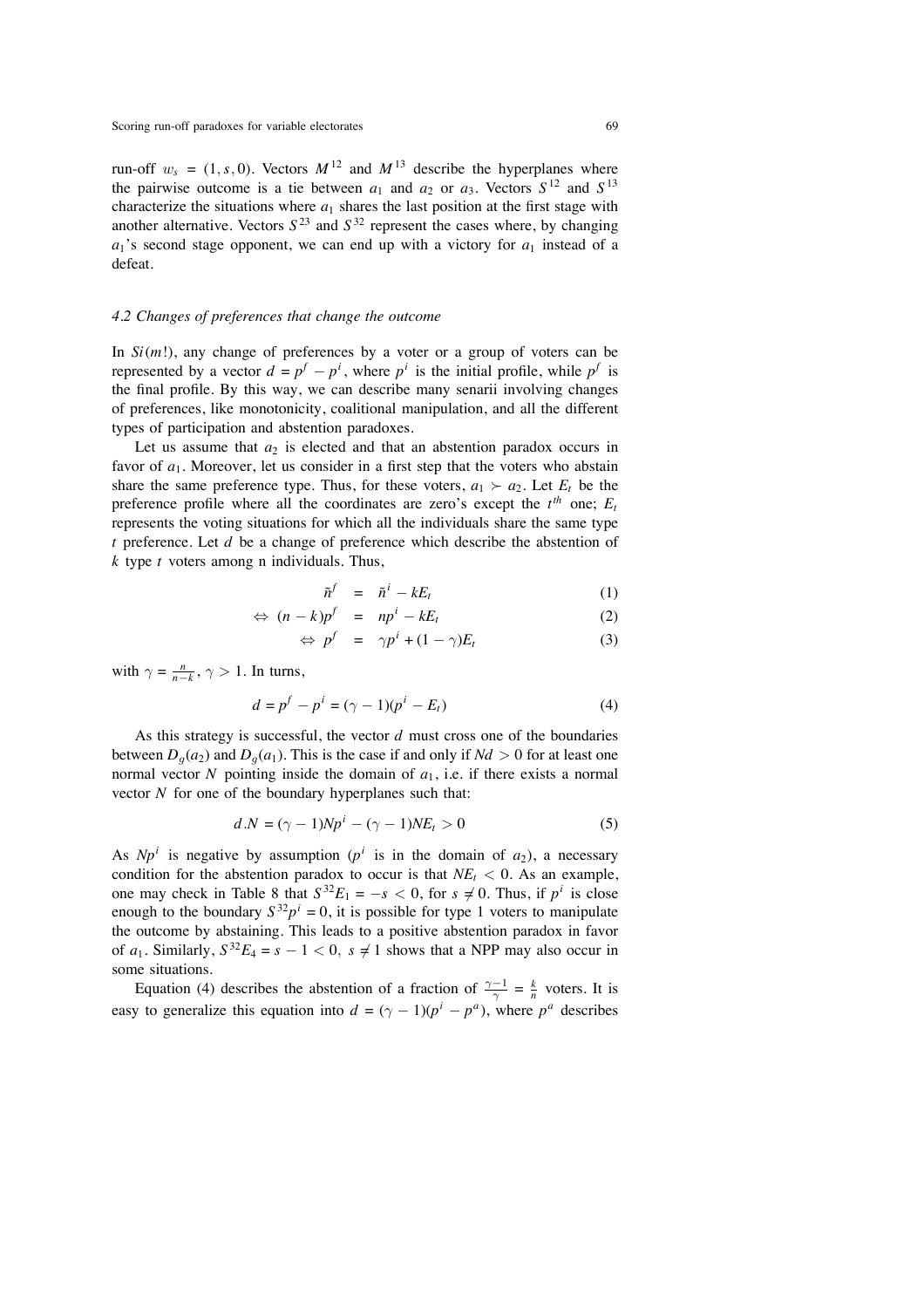run-off $w_s = (1, s, 0)$. Vectors $M^{12}$ and $M^{13}$ describe the hyperplanes where the pairwise outcome is a tie between $a_1$ and $a_2$ or $a_3$. Vectors $S^{12}$ and $S^{13}$ characterize the situations where $a_1$ shares the last position at the first stage with another alternative. Vectors $S^{23}$ and $S^{32}$ represent the cases where, by changing $a_1$'s second stage opponent, we can end up with a victory for $a_1$ instead of a defeat.

### 4.2 Changes of preferences that change the outcome

In $Si(m!)$, any change of preferences by a voter or a group of voters can be represented by a vector $d = p^f - p^i$, where $p^i$ is the initial profile, while $p^f$ is the final profile. By this way, we can describe many senarii involving changes of preferences, like monotonicity, coalitional manipulation, and all the different types of participation and abstention paradoxes.

Let us assume that $a_2$ is elected and that an abstention paradox occurs in favor of $a_1$. Moreover, let us consider in a first step that the voters who abstain share the same preference type. Thus, for these voters, $a_1 \succ a_2$. Let $E_t$ be the preference profile where all the coordinates are zero's except the $t^{th}$ one; $E_t$ represents the voting situations for which all the individuals share the same type $t$ preference. Let $d$ be a change of preference which describe the abstention of $k$ type $t$ voters among n individuals. Thus,

$$\tilde{n}^f = \tilde{n}^i - kE_t \tag{1}$$

$$\Leftrightarrow (n-k)p^f = np^i - kE_t \tag{2}$$

$$\Leftrightarrow p^f = \gamma p^i + (1-\gamma)E_t \tag{3}$$

with $\gamma = \frac{n}{n-k}$, $\gamma > 1$. In turns,

$$d = p^f - p^i = (\gamma - 1)(p^i - E_t) \tag{4}$$

As this strategy is successful, the vector $d$ must cross one of the boundaries between $D_g(a_2)$ and $D_g(a_1)$. This is the case if and only if $Nd > 0$ for at least one normal vector $N$ pointing inside the domain of $a_1$, i.e. if there exists a normal vector $N$ for one of the boundary hyperplanes such that:

$$d.N = (\gamma - 1)Np^i - (\gamma - 1)NE_t > 0 \tag{5}$$

As $Np^i$ is negative by assumption ($p^i$ is in the domain of $a_2$), a necessary condition for the abstention paradox to occur is that $NE_t < 0$. As an example, one may check in Table 8 that $S^{32}E_1 = -s < 0$, for $s \neq 0$. Thus, if $p^i$ is close enough to the boundary $S^{32}p^i = 0$, it is possible for type 1 voters to manipulate the outcome by abstaining. This leads to a positive abstention paradox in favor of $a_1$. Similarly, $S^{32}E_4 = s - 1 < 0$, $s \neq 1$ shows that a NPP may also occur in some situations.

Equation (4) describes the abstention of a fraction of $\frac{\gamma-1}{\gamma} = \frac{k}{n}$ voters. It is easy to generalize this equation into $d = (\gamma - 1)(p^i - p^a)$, where $p^a$ describes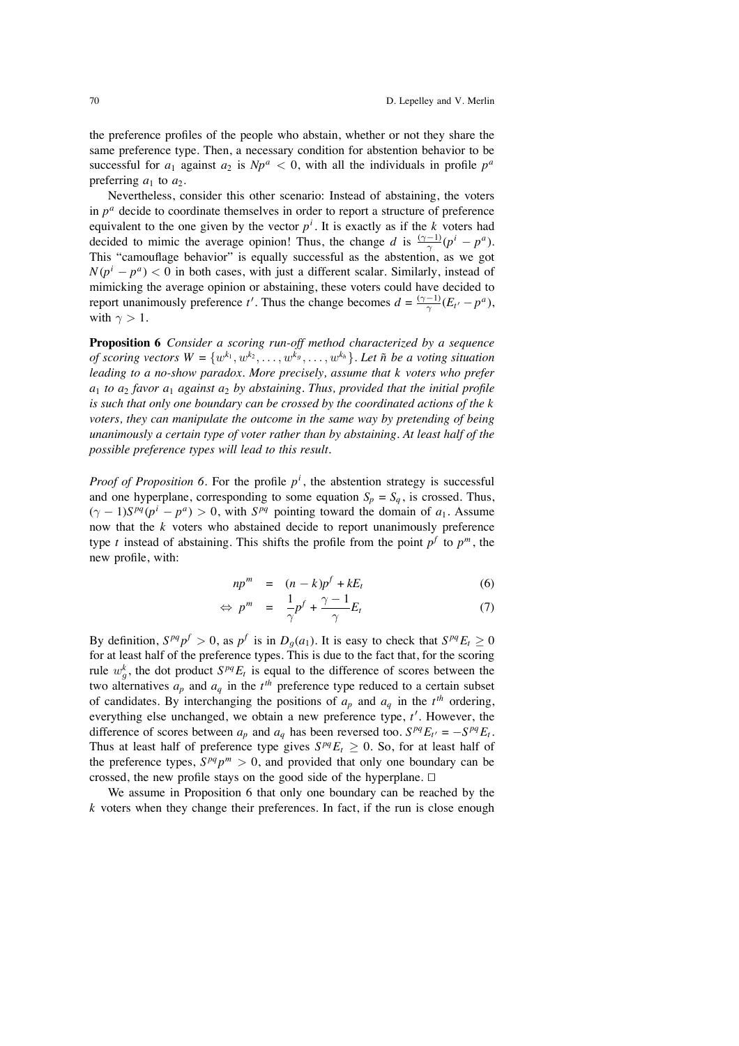the preference profiles of the people who abstain, whether or not they share the same preference type. Then, a necessary condition for abstention behavior to be successful for $a_1$ against $a_2$ is $Np^a < 0$, with all the individuals in profile $p^a$ preferring $a_1$ to $a_2$.

Nevertheless, consider this other scenario: Instead of abstaining, the voters in $p^a$ decide to coordinate themselves in order to report a structure of preference equivalent to the one given by the vector $p^i$. It is exactly as if the $k$ voters had decided to mimic the average opinion! Thus, the change $d$ is $\frac{(\gamma-1)}{\gamma}(p^i - p^a)$. This "camouflage behavior" is equally successful as the abstention, as we got $N(p^i - p^a) < 0$ in both cases, with just a different scalar. Similarly, instead of mimicking the average opinion or abstaining, these voters could have decided to report unanimously preference $t'$. Thus the change becomes $d = \frac{(\gamma-1)}{\gamma}(E_{t'} - p^a)$, with $\gamma > 1$.

**Proposition 6** *Consider a scoring run-off method characterized by a sequence of scoring vectors $W = \{w^{k_1}, w^{k_2}, \ldots, w^{k_g}, \ldots, w^{k_h}\}$. Let $\tilde{n}$ be a voting situation leading to a no-show paradox. More precisely, assume that $k$ voters who prefer $a_1$ to $a_2$ favor $a_1$ against $a_2$ by abstaining. Thus, provided that the initial profile is such that only one boundary can be crossed by the coordinated actions of the $k$ voters, they can manipulate the outcome in the same way by pretending of being unanimously a certain type of voter rather than by abstaining. At least half of the possible preference types will lead to this result.*

*Proof of Proposition 6.* For the profile $p^i$, the abstention strategy is successful and one hyperplane, corresponding to some equation $S_p = S_q$, is crossed. Thus, $(\gamma - 1)S^{pq}(p^i - p^a) > 0$, with $S^{pq}$ pointing toward the domain of $a_1$. Assume now that the $k$ voters who abstained decide to report unanimously preference type $t$ instead of abstaining. This shifts the profile from the point $p^f$ to $p^m$, the new profile, with:

$$np^m = (n-k)p^f + kE_t \tag{6}$$

$$\Leftrightarrow \ p^m = \frac{1}{\gamma}p^f + \frac{\gamma-1}{\gamma}E_t \tag{7}$$

By definition, $S^{pq}p^f > 0$, as $p^f$ is in $D_g(a_1)$. It is easy to check that $S^{pq}E_t \geq 0$ for at least half of the preference types. This is due to the fact that, for the scoring rule $w_g^k$, the dot product $S^{pq}E_t$ is equal to the difference of scores between the two alternatives $a_p$ and $a_q$ in the $t^{th}$ preference type reduced to a certain subset of candidates. By interchanging the positions of $a_p$ and $a_q$ in the $t^{th}$ ordering, everything else unchanged, we obtain a new preference type, $t'$. However, the difference of scores between $a_p$ and $a_q$ has been reversed too. $S^{pq}E_{t'} = -S^{pq}E_t$. Thus at least half of preference type gives $S^{pq}E_t \geq 0$. So, for at least half of the preference types, $S^{pq}p^m > 0$, and provided that only one boundary can be crossed, the new profile stays on the good side of the hyperplane. □

We assume in Proposition 6 that only one boundary can be reached by the $k$ voters when they change their preferences. In fact, if the run is close enough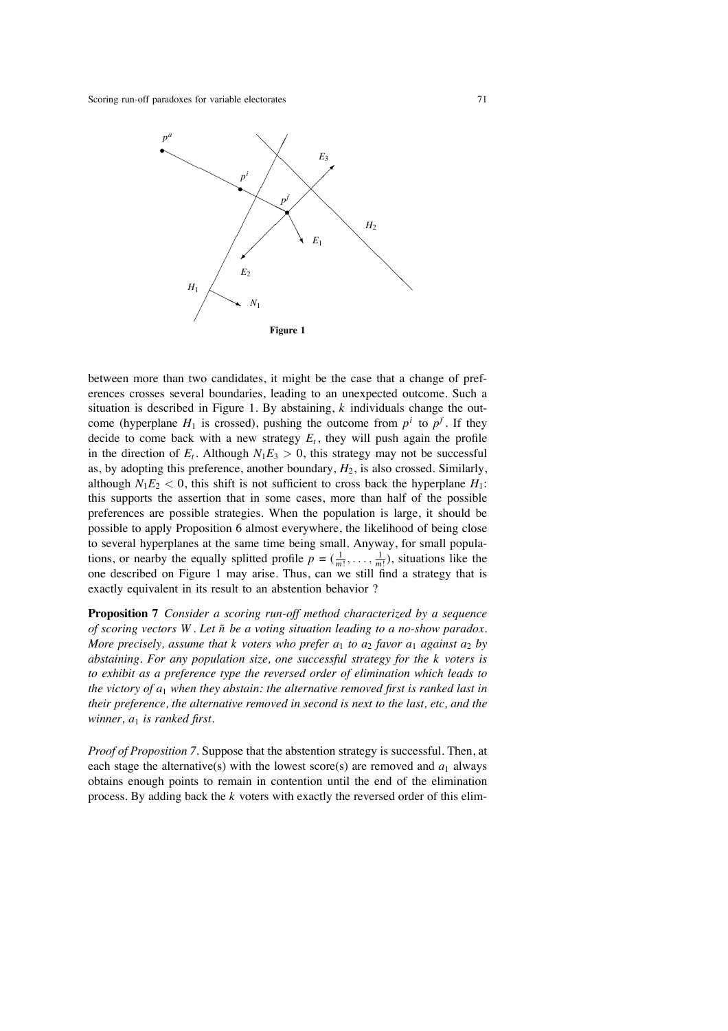Figure 1

between more than two candidates, it might be the case that a change of preferences crosses several boundaries, leading to an unexpected outcome. Such a situation is described in Figure 1. By abstaining, $k$ individuals change the outcome (hyperplane $H_1$ is crossed), pushing the outcome from $p^i$ to $p^f$. If they decide to come back with a new strategy $E_t$, they will push again the profile in the direction of $E_t$. Although $N_1 E_3 > 0$, this strategy may not be successful as, by adopting this preference, another boundary, $H_2$, is also crossed. Similarly, although $N_1 E_2 < 0$, this shift is not sufficient to cross back the hyperplane $H_1$: this supports the assertion that in some cases, more than half of the possible preferences are possible strategies. When the population is large, it should be possible to apply Proposition 6 almost everywhere, the likelihood of being close to several hyperplanes at the same time being small. Anyway, for small populations, or nearby the equally splitted profile $p = (\frac{1}{m!}, \ldots, \frac{1}{m!})$, situations like the one described on Figure 1 may arise. Thus, can we still find a strategy that is exactly equivalent in its result to an abstention behavior ?

**Proposition 7** *Consider a scoring run-off method characterized by a sequence of scoring vectors $W$. Let $\tilde{n}$ be a voting situation leading to a no-show paradox. More precisely, assume that $k$ voters who prefer $a_1$ to $a_2$ favor $a_1$ against $a_2$ by abstaining. For any population size, one successful strategy for the $k$ voters is to exhibit as a preference type the reversed order of elimination which leads to the victory of $a_1$ when they abstain: the alternative removed first is ranked last in their preference, the alternative removed in second is next to the last, etc, and the winner, $a_1$ is ranked first.*

*Proof of Proposition 7.* Suppose that the abstention strategy is successful. Then, at each stage the alternative(s) with the lowest score(s) are removed and $a_1$ always obtains enough points to remain in contention until the end of the elimination process. By adding back the $k$ voters with exactly the reversed order of this elim-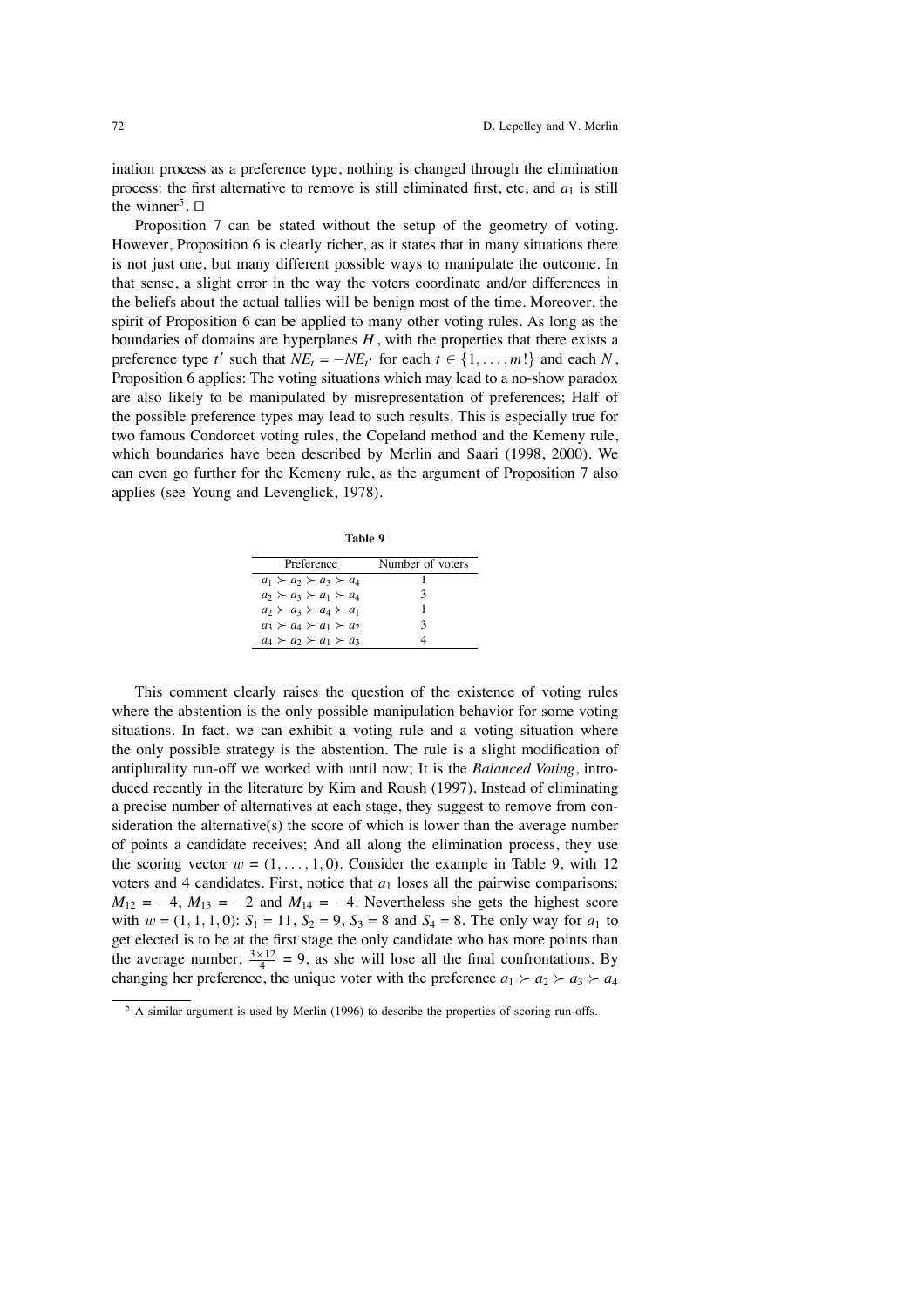ination process as a preference type, nothing is changed through the elimination process: the first alternative to remove is still eliminated first, etc, and $a_1$ is still the winner[5]. □

Proposition 7 can be stated without the setup of the geometry of voting. However, Proposition 6 is clearly richer, as it states that in many situations there is not just one, but many different possible ways to manipulate the outcome. In that sense, a slight error in the way the voters coordinate and/or differences in the beliefs about the actual tallies will be benign most of the time. Moreover, the spirit of Proposition 6 can be applied to many other voting rules. As long as the boundaries of domains are hyperplanes $H$, with the properties that there exists a preference type $t'$ such that $NE_t = -NE_{t'}$ for each $t \in \{1, \ldots, m!\}$ and each $N$, Proposition 6 applies: The voting situations which may lead to a no-show paradox are also likely to be manipulated by misrepresentation of preferences; Half of the possible preference types may lead to such results. This is especially true for two famous Condorcet voting rules, the Copeland method and the Kemeny rule, which boundaries have been described by Merlin and Saari (1998, 2000). We can even go further for the Kemeny rule, as the argument of Proposition 7 also applies (see Young and Levenglick, 1978).

**Table 9**

| Preference | Number of voters |
|---|---|
| $a_1 \succ a_2 \succ a_3 \succ a_4$ | 1 |
| $a_2 \succ a_3 \succ a_1 \succ a_4$ | 3 |
| $a_2 \succ a_3 \succ a_4 \succ a_1$ | 1 |
| $a_3 \succ a_4 \succ a_1 \succ a_2$ | 3 |
| $a_4 \succ a_2 \succ a_1 \succ a_3$ | 4 |

This comment clearly raises the question of the existence of voting rules where the abstention is the only possible manipulation behavior for some voting situations. In fact, we can exhibit a voting rule and a voting situation where the only possible strategy is the abstention. The rule is a slight modification of antiplurality run-off we worked with until now; It is the *Balanced Voting*, introduced recently in the literature by Kim and Roush (1997). Instead of eliminating a precise number of alternatives at each stage, they suggest to remove from consideration the alternative(s) the score of which is lower than the average number of points a candidate receives; And all along the elimination process, they use the scoring vector $w = (1, \ldots, 1, 0)$. Consider the example in Table 9, with 12 voters and 4 candidates. First, notice that $a_1$ loses all the pairwise comparisons: $M_{12} = -4$, $M_{13} = -2$ and $M_{14} = -4$. Nevertheless she gets the highest score with $w = (1, 1, 1, 0)$: $S_1 = 11$, $S_2 = 9$, $S_3 = 8$ and $S_4 = 8$. The only way for $a_1$ to get elected is to be at the first stage the only candidate who has more points than the average number, $\frac{3 \times 12}{4} = 9$, as she will lose all the final confrontations. By changing her preference, the unique voter with the preference $a_1 \succ a_2 \succ a_3 \succ a_4$

[5] A similar argument is used by Merlin (1996) to describe the properties of scoring run-offs.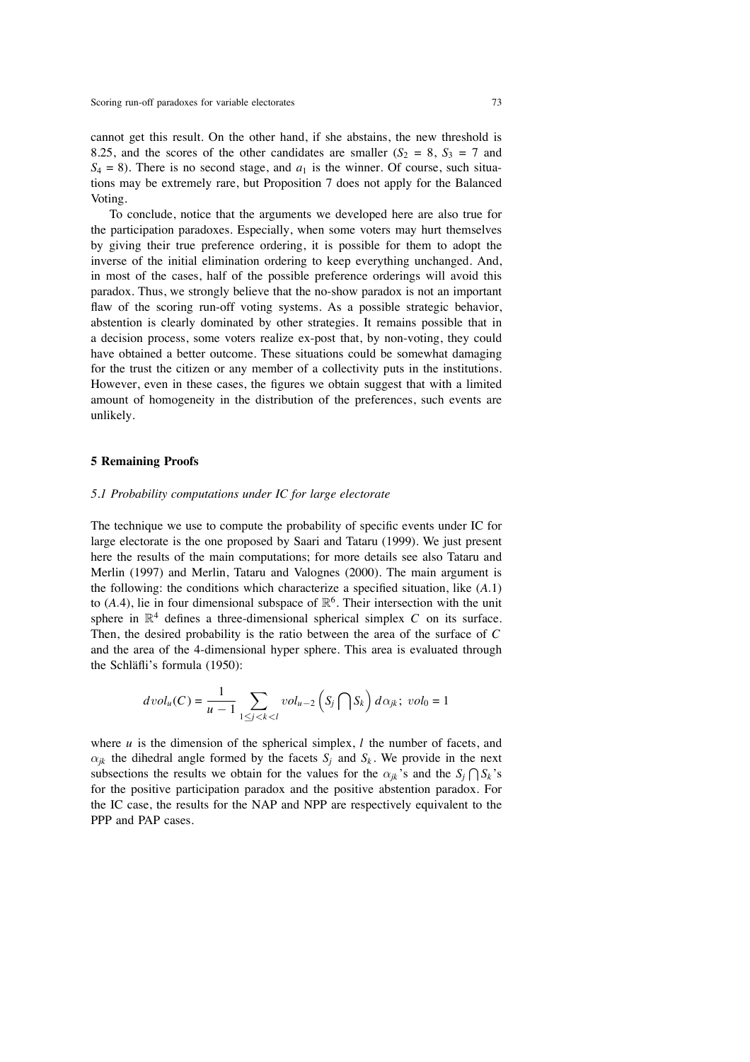cannot get this result. On the other hand, if she abstains, the new threshold is 8.25, and the scores of the other candidates are smaller ($S_2 = 8$, $S_3 = 7$ and $S_4 = 8$). There is no second stage, and $a_1$ is the winner. Of course, such situations may be extremely rare, but Proposition 7 does not apply for the Balanced Voting.

To conclude, notice that the arguments we developed here are also true for the participation paradoxes. Especially, when some voters may hurt themselves by giving their true preference ordering, it is possible for them to adopt the inverse of the initial elimination ordering to keep everything unchanged. And, in most of the cases, half of the possible preference orderings will avoid this paradox. Thus, we strongly believe that the no-show paradox is not an important flaw of the scoring run-off voting systems. As a possible strategic behavior, abstention is clearly dominated by other strategies. It remains possible that in a decision process, some voters realize ex-post that, by non-voting, they could have obtained a better outcome. These situations could be somewhat damaging for the trust the citizen or any member of a collectivity puts in the institutions. However, even in these cases, the figures we obtain suggest that with a limited amount of homogeneity in the distribution of the preferences, such events are unlikely.

## 5 Remaining Proofs

### *5.1 Probability computations under IC for large electorate*

The technique we use to compute the probability of specific events under IC for large electorate is the one proposed by Saari and Tataru (1999). We just present here the results of the main computations; for more details see also Tataru and Merlin (1997) and Merlin, Tataru and Valognes (2000). The main argument is the following: the conditions which characterize a specified situation, like ($A$.1) to ($A$.4), lie in four dimensional subspace of $\mathbb{R}^6$. Their intersection with the unit sphere in $\mathbb{R}^4$ defines a three-dimensional spherical simplex $C$ on its surface. Then, the desired probability is the ratio between the area of the surface of $C$ and the area of the 4-dimensional hyper sphere. This area is evaluated through the Schläfli's formula (1950):

$$dvol_u(C) = \frac{1}{u-1} \sum_{1 \leq j < k < l} vol_{u-2}\left(S_j \bigcap S_k\right) d\alpha_{jk};\ vol_0 = 1$$

where $u$ is the dimension of the spherical simplex, $l$ the number of facets, and $\alpha_{jk}$ the dihedral angle formed by the facets $S_j$ and $S_k$. We provide in the next subsections the results we obtain for the values for the $\alpha_{jk}$'s and the $S_j \bigcap S_k$'s for the positive participation paradox and the positive abstention paradox. For the IC case, the results for the NAP and NPP are respectively equivalent to the PPP and PAP cases.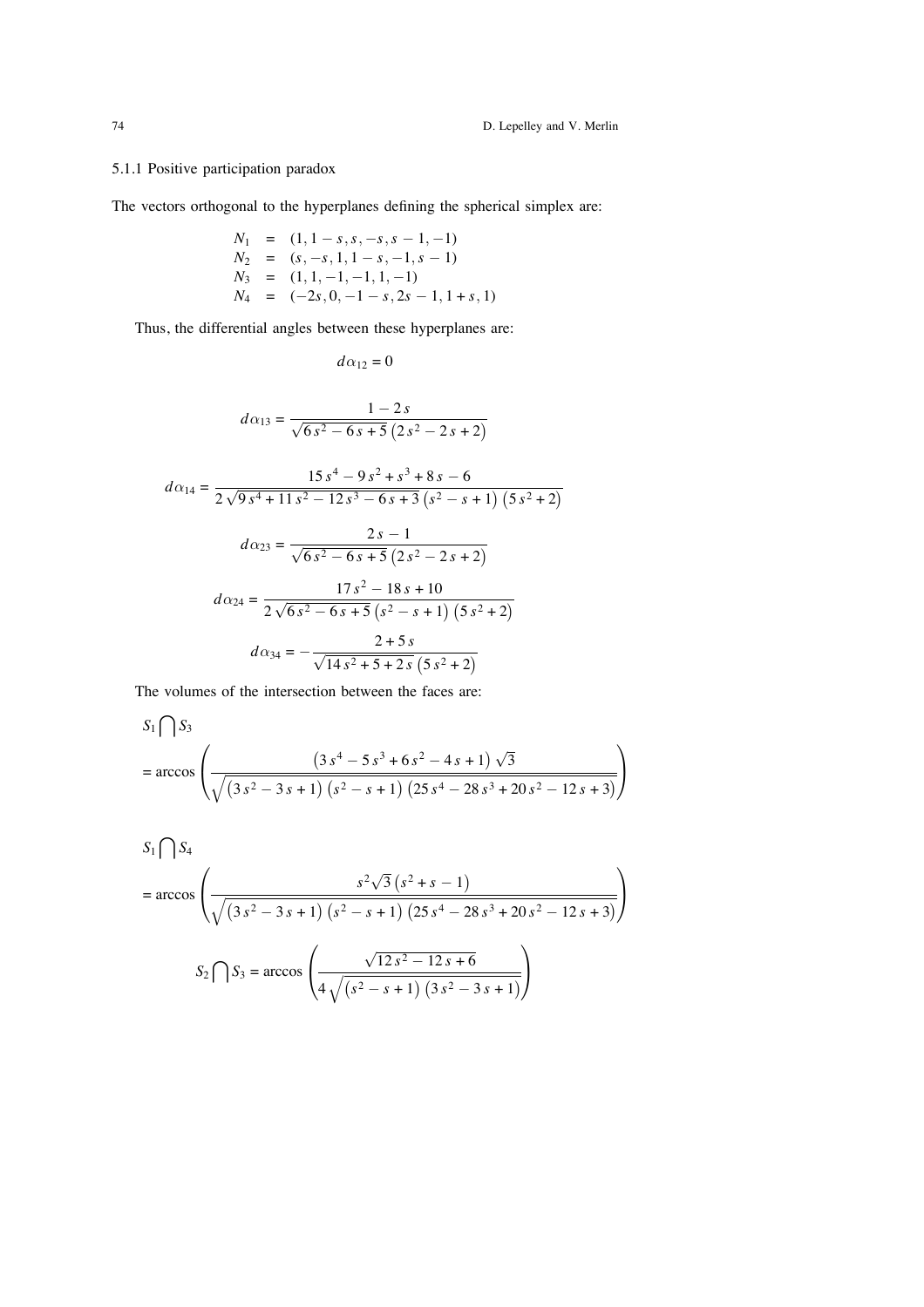### 5.1.1 Positive participation paradox

The vectors orthogonal to the hyperplanes defining the spherical simplex are:

$$
\begin{aligned}
N_1 &= (1, 1-s, s, -s, s-1, -1) \\
N_2 &= (s, -s, 1, 1-s, -1, s-1) \\
N_3 &= (1, 1, -1, -1, 1, -1) \\
N_4 &= (-2s, 0, -1-s, 2s-1, 1+s, 1)
\end{aligned}
$$

Thus, the differential angles between these hyperplanes are:

$$d\alpha_{12} = 0$$

$$d\alpha_{13} = \frac{1-2s}{\sqrt{6s^2-6s+5}\left(2s^2-2s+2\right)}$$

$$d\alpha_{14} = \frac{15s^4-9s^2+s^3+8s-6}{2\sqrt{9s^4+11s^2-12s^3-6s+3}\left(s^2-s+1\right)\left(5s^2+2\right)}$$

$$d\alpha_{23} = \frac{2s-1}{\sqrt{6s^2-6s+5}\left(2s^2-2s+2\right)}$$

$$d\alpha_{24} = \frac{17s^2-18s+10}{2\sqrt{6s^2-6s+5}\left(s^2-s+1\right)\left(5s^2+2\right)}$$

$$d\alpha_{34} = -\frac{2+5s}{\sqrt{14s^2+5+2s}\left(5s^2+2\right)}$$

The volumes of the intersection between the faces are:

$$S_1 \bigcap S_3$$
$$= \arccos\left(\frac{\left(3s^4-5s^3+6s^2-4s+1\right)\sqrt{3}}{\sqrt{\left(3s^2-3s+1\right)\left(s^2-s+1\right)\left(25s^4-28s^3+20s^2-12s+3\right)}}\right)$$

$$S_1 \bigcap S_4$$
$$= \arccos\left(\frac{s^2\sqrt{3}\left(s^2+s-1\right)}{\sqrt{\left(3s^2-3s+1\right)\left(s^2-s+1\right)\left(25s^4-28s^3+20s^2-12s+3\right)}}\right)$$

$$S_2 \bigcap S_3 = \arccos\left(\frac{\sqrt{12s^2-12s+6}}{4\sqrt{\left(s^2-s+1\right)\left(3s^2-3s+1\right)}}\right)$$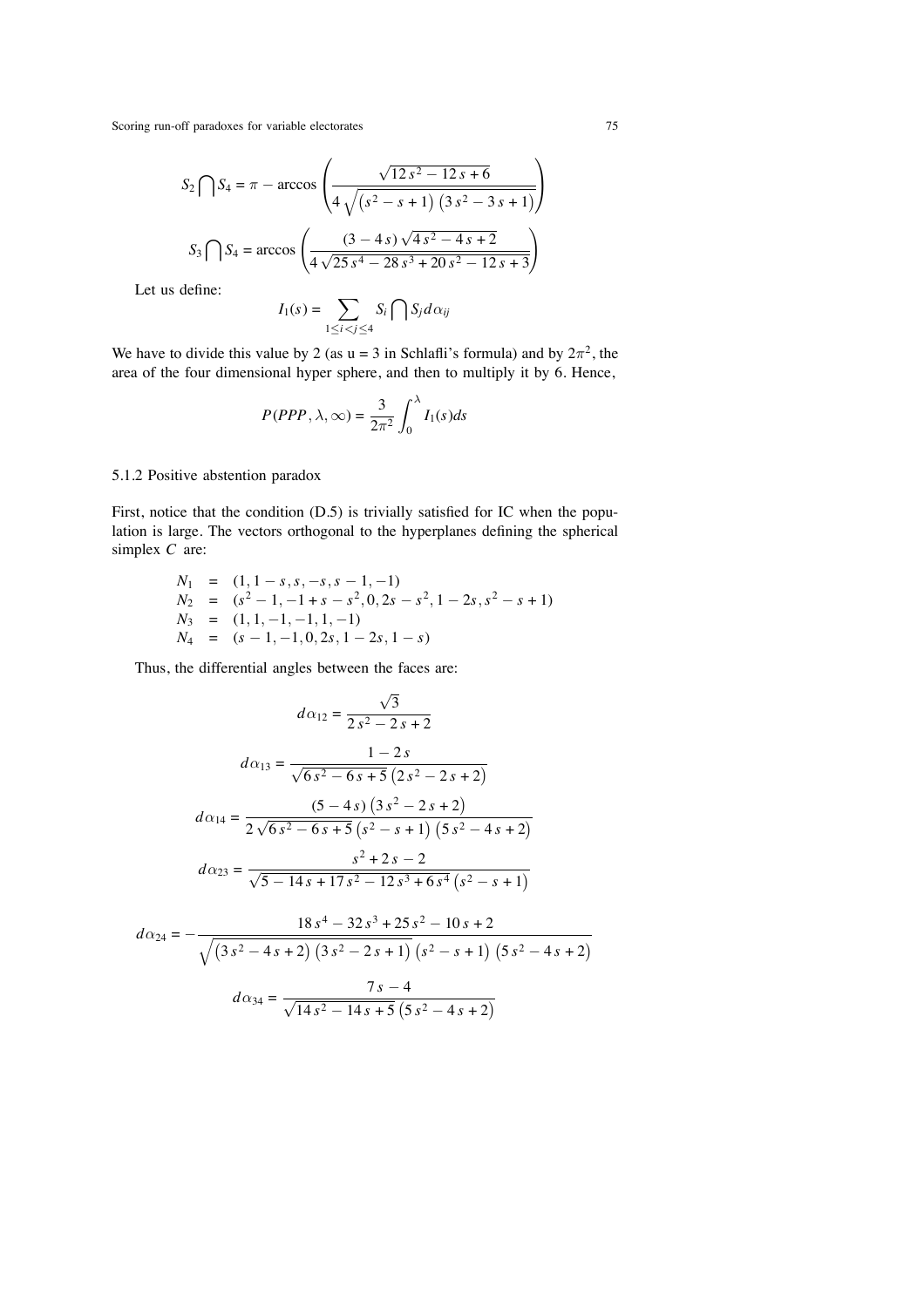$$S_2 \bigcap S_4 = \pi - \arccos\left(\frac{\sqrt{12\,s^2 - 12\,s + 6}}{4\,\sqrt{\left(s^2 - s + 1\right)\left(3\,s^2 - 3\,s + 1\right)}}\right)$$

$$S_3 \bigcap S_4 = \arccos\left(\frac{(3 - 4\,s)\,\sqrt{4\,s^2 - 4\,s + 2}}{4\,\sqrt{25\,s^4 - 28\,s^3 + 20\,s^2 - 12\,s + 3}}\right)$$

Let us define:

$$I_1(s) = \sum_{1 \le i < j \le 4} S_i \bigcap S_j \, d\alpha_{ij}$$

We have to divide this value by 2 (as u = 3 in Schlafli's formula) and by $2\pi^2$, the area of the four dimensional hyper sphere, and then to multiply it by 6. Hence,

$$P(PPP, \lambda, \infty) = \frac{3}{2\pi^2}\int_0^{\lambda} I_1(s)ds$$

### 5.1.2 Positive abstention paradox

First, notice that the condition (D.5) is trivially satisfied for IC when the population is large. The vectors orthogonal to the hyperplanes defining the spherical simplex $C$ are:

$$\begin{aligned}
N_1 &= (1, 1-s, s, -s, s-1, -1)\\
N_2 &= (s^2-1, -1+s-s^2, 0, 2s-s^2, 1-2s, s^2-s+1)\\
N_3 &= (1, 1, -1, -1, 1, -1)\\
N_4 &= (s-1, -1, 0, 2s, 1-2s, 1-s)
\end{aligned}$$

Thus, the differential angles between the faces are:

$$d\alpha_{12} = \frac{\sqrt{3}}{2\,s^2 - 2\,s + 2}$$

$$d\alpha_{13} = \frac{1 - 2\,s}{\sqrt{6\,s^2 - 6\,s + 5}\left(2\,s^2 - 2\,s + 2\right)}$$

$$d\alpha_{14} = \frac{(5 - 4\,s)\left(3\,s^2 - 2\,s + 2\right)}{2\,\sqrt{6\,s^2 - 6\,s + 5}\left(s^2 - s + 1\right)\left(5\,s^2 - 4\,s + 2\right)}$$

$$d\alpha_{23} = \frac{s^2 + 2\,s - 2}{\sqrt{5 - 14\,s + 17\,s^2 - 12\,s^3 + 6\,s^4}\left(s^2 - s + 1\right)}$$

$$d\alpha_{24} = -\frac{18\,s^4 - 32\,s^3 + 25\,s^2 - 10\,s + 2}{\sqrt{\left(3\,s^2 - 4\,s + 2\right)\left(3\,s^2 - 2\,s + 1\right)}\left(s^2 - s + 1\right)\left(5\,s^2 - 4\,s + 2\right)}$$

$$d\alpha_{34} = \frac{7\,s - 4}{\sqrt{14\,s^2 - 14\,s + 5}\left(5\,s^2 - 4\,s + 2\right)}$$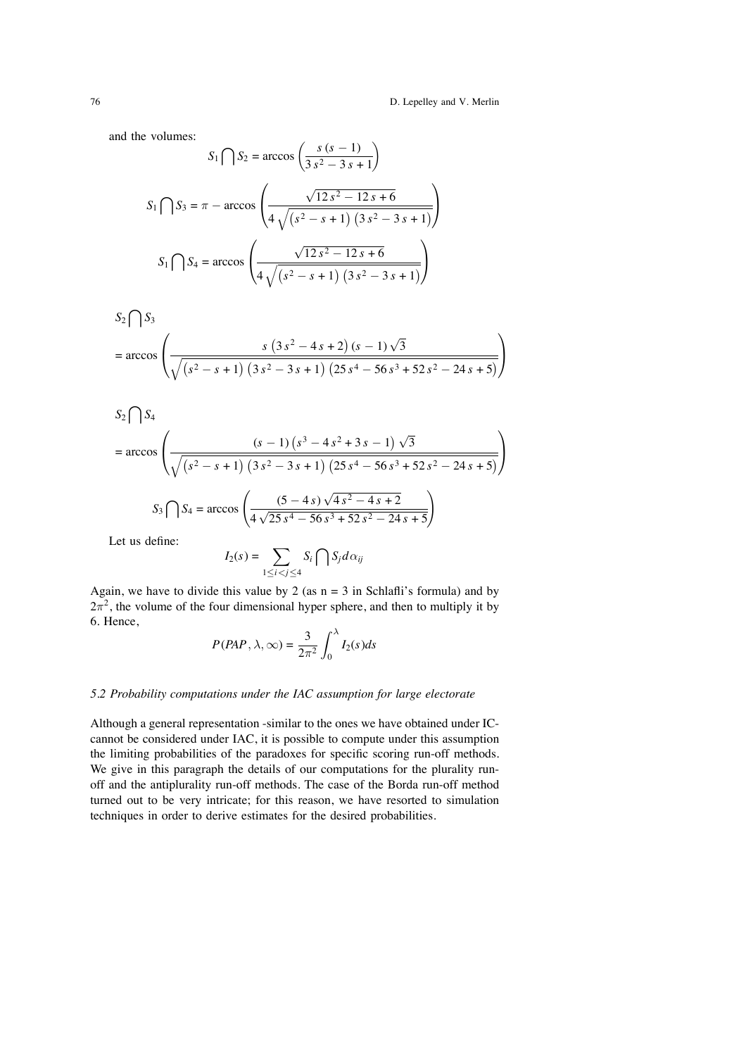and the volumes:

$$S_1 \bigcap S_2 = \arccos\left(\frac{s\,(s-1)}{3\,s^2 - 3\,s + 1}\right)$$

$$S_1 \bigcap S_3 = \pi - \arccos\left(\frac{\sqrt{12\,s^2 - 12\,s + 6}}{4\,\sqrt{\left(s^2 - s + 1\right)\left(3\,s^2 - 3\,s + 1\right)}}\right)$$

$$S_1 \bigcap S_4 = \arccos\left(\frac{\sqrt{12\,s^2 - 12\,s + 6}}{4\,\sqrt{\left(s^2 - s + 1\right)\left(3\,s^2 - 3\,s + 1\right)}}\right)$$

$$S_2 \bigcap S_3$$
$$= \arccos\left(\frac{s\left(3\,s^2 - 4\,s + 2\right)(s-1)\sqrt{3}}{\sqrt{\left(s^2 - s + 1\right)\left(3\,s^2 - 3\,s + 1\right)\left(25\,s^4 - 56\,s^3 + 52\,s^2 - 24\,s + 5\right)}}\right)$$

$$S_2 \bigcap S_4$$
$$= \arccos\left(\frac{(s-1)\left(s^3 - 4\,s^2 + 3\,s - 1\right)\sqrt{3}}{\sqrt{\left(s^2 - s + 1\right)\left(3\,s^2 - 3\,s + 1\right)\left(25\,s^4 - 56\,s^3 + 52\,s^2 - 24\,s + 5\right)}}\right)$$

$$S_3 \bigcap S_4 = \arccos\left(\frac{(5 - 4\,s)\sqrt{4\,s^2 - 4\,s + 2}}{4\,\sqrt{25\,s^4 - 56\,s^3 + 52\,s^2 - 24\,s + 5}}\right)$$

Let us define:

$$I_2(s) = \sum_{1 \le i < j \le 4} S_i \bigcap S_j \, d\alpha_{ij}$$

Again, we have to divide this value by 2 (as n = 3 in Schlafli's formula) and by $2\pi^2$, the volume of the four dimensional hyper sphere, and then to multiply it by 6. Hence,

$$P(PAP, \lambda, \infty) = \frac{3}{2\pi^2} \int_0^{\lambda} I_2(s) ds$$

### *5.2 Probability computations under the IAC assumption for large electorate*

Although a general representation -similar to the ones we have obtained under IC- cannot be considered under IAC, it is possible to compute under this assumption the limiting probabilities of the paradoxes for specific scoring run-off methods. We give in this paragraph the details of our computations for the plurality run-off and the antiplurality run-off methods. The case of the Borda run-off method turned out to be very intricate; for this reason, we have resorted to simulation techniques in order to derive estimates for the desired probabilities.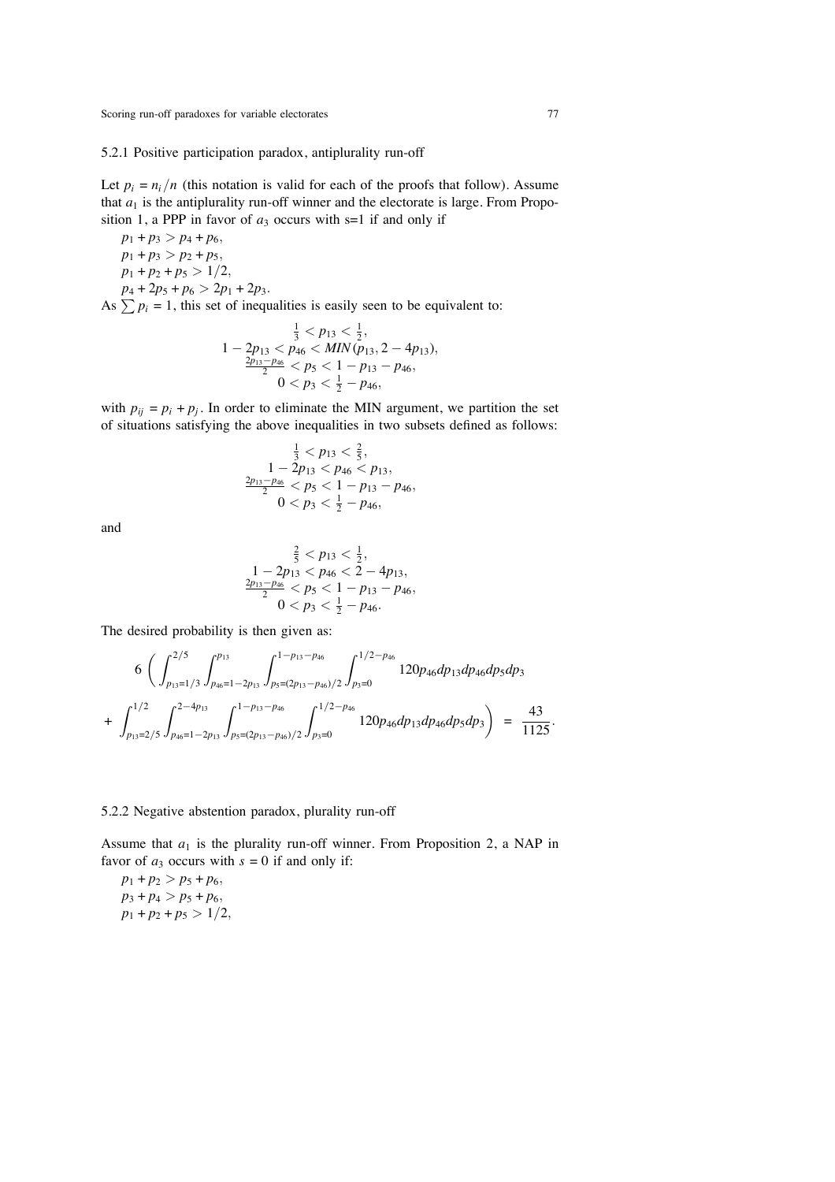### 5.2.1 Positive participation paradox, antiplurality run-off

Let $p_i = n_i/n$ (this notation is valid for each of the proofs that follow). Assume that $a_1$ is the antiplurality run-off winner and the electorate is large. From Proposition 1, a PPP in favor of $a_3$ occurs with s=1 if and only if

$p_1 + p_3 > p_4 + p_6$,
$p_1 + p_3 > p_2 + p_5$,
$p_1 + p_2 + p_5 > 1/2$,
$p_4 + 2p_5 + p_6 > 2p_1 + 2p_3$.

As $\sum p_i = 1$, this set of inequalities is easily seen to be equivalent to:

$$
\begin{gathered}
\tfrac{1}{3} < p_{13} < \tfrac{1}{2}, \\
1 - 2p_{13} < p_{46} < MIN(p_{13}, 2 - 4p_{13}), \\
\tfrac{2p_{13} - p_{46}}{2} < p_5 < 1 - p_{13} - p_{46}, \\
0 < p_3 < \tfrac{1}{2} - p_{46},
\end{gathered}
$$

with $p_{ij} = p_i + p_j$. In order to eliminate the MIN argument, we partition the set of situations satisfying the above inequalities in two subsets defined as follows:

$$
\begin{gathered}
\tfrac{1}{3} < p_{13} < \tfrac{2}{5}, \\
1 - 2p_{13} < p_{46} < p_{13}, \\
\tfrac{2p_{13} - p_{46}}{2} < p_5 < 1 - p_{13} - p_{46}, \\
0 < p_3 < \tfrac{1}{2} - p_{46},
\end{gathered}
$$

and

$$
\begin{gathered}
\tfrac{2}{5} < p_{13} < \tfrac{1}{2}, \\
1 - 2p_{13} < p_{46} < 2 - 4p_{13}, \\
\tfrac{2p_{13} - p_{46}}{2} < p_5 < 1 - p_{13} - p_{46}, \\
0 < p_3 < \tfrac{1}{2} - p_{46}.
\end{gathered}
$$

The desired probability is then given as:

$$
\begin{aligned}
&6\left(\int_{p_{13}=1/3}^{2/5}\int_{p_{46}=1-2p_{13}}^{p_{13}}\int_{p_5=(2p_{13}-p_{46})/2}^{1-p_{13}-p_{46}}\int_{p_3=0}^{1/2-p_{46}} 120 p_{46}\, dp_{13}\, dp_{46}\, dp_5\, dp_3\right. \\
&+\left.\int_{p_{13}=2/5}^{1/2}\int_{p_{46}=1-2p_{13}}^{2-4p_{13}}\int_{p_5=(2p_{13}-p_{46})/2}^{1-p_{13}-p_{46}}\int_{p_3=0}^{1/2-p_{46}} 120 p_{46}\, dp_{13}\, dp_{46}\, dp_5\, dp_3\right) = \frac{43}{1125}.
\end{aligned}
$$

### 5.2.2 Negative abstention paradox, plurality run-off

Assume that $a_1$ is the plurality run-off winner. From Proposition 2, a NAP in favor of $a_3$ occurs with $s = 0$ if and only if:

$p_1 + p_2 > p_5 + p_6$,
$p_3 + p_4 > p_5 + p_6$,
$p_1 + p_2 + p_5 > 1/2$,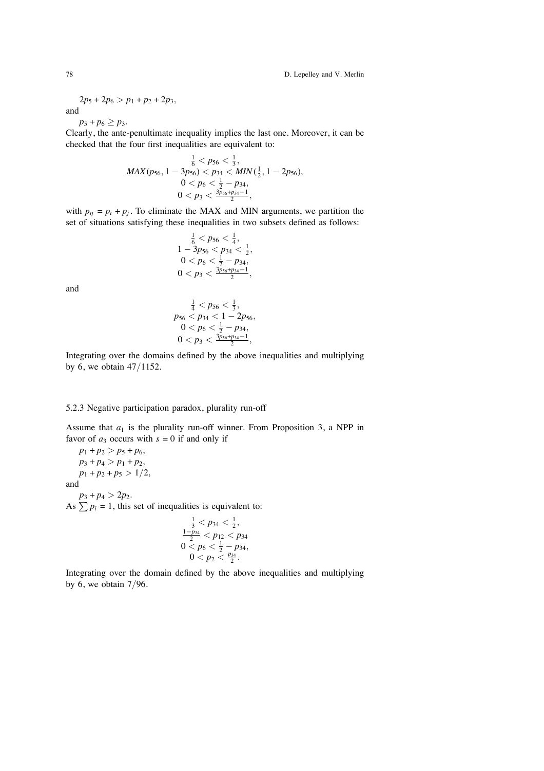$2p_5 + 2p_6 > p_1 + p_2 + 2p_3$,

and

$p_5 + p_6 \geq p_3$.

Clearly, the ante-penultimate inequality implies the last one. Moreover, it can be checked that the four first inequalities are equivalent to:

$$
\begin{gathered}
\tfrac{1}{6} < p_{56} < \tfrac{1}{3}, \\
MAX(p_{56}, 1 - 3p_{56}) < p_{34} < MIN(\tfrac{1}{2}, 1 - 2p_{56}), \\
0 < p_6 < \tfrac{1}{2} - p_{34}, \\
0 < p_3 < \tfrac{3p_{56} + p_{34} - 1}{2},
\end{gathered}
$$

with $p_{ij} = p_i + p_j$. To eliminate the MAX and MIN arguments, we partition the set of situations satisfying these inequalities in two subsets defined as follows:

$$
\begin{gathered}
\tfrac{1}{6} < p_{56} < \tfrac{1}{4}, \\
1 - 3p_{56} < p_{34} < \tfrac{1}{2}, \\
0 < p_6 < \tfrac{1}{2} - p_{34}, \\
0 < p_3 < \tfrac{3p_{56} + p_{34} - 1}{2},
\end{gathered}
$$

and

$$
\begin{gathered}
\tfrac{1}{4} < p_{56} < \tfrac{1}{3}, \\
p_{56} < p_{34} < 1 - 2p_{56}, \\
0 < p_6 < \tfrac{1}{2} - p_{34}, \\
0 < p_3 < \tfrac{3p_{56} + p_{34} - 1}{2},
\end{gathered}
$$

Integrating over the domains defined by the above inequalities and multiplying by 6, we obtain $47/1152$.

### 5.2.3 Negative participation paradox, plurality run-off

Assume that $a_1$ is the plurality run-off winner. From Proposition 3, a NPP in favor of $a_3$ occurs with $s = 0$ if and only if

$p_1 + p_2 > p_5 + p_6$,

$p_3 + p_4 > p_1 + p_2$,

$p_1 + p_2 + p_5 > 1/2$,

and

$p_3 + p_4 > 2p_2$.

As $\sum p_i = 1$, this set of inequalities is equivalent to:

$$
\begin{gathered}
\tfrac{1}{3} < p_{34} < \tfrac{1}{2}, \\
\tfrac{1 - p_{34}}{2} < p_{12} < p_{34} \\
0 < p_6 < \tfrac{1}{2} - p_{34}, \\
0 < p_2 < \tfrac{p_{34}}{2}.
\end{gathered}
$$

Integrating over the domain defined by the above inequalities and multiplying by 6, we obtain $7/96$.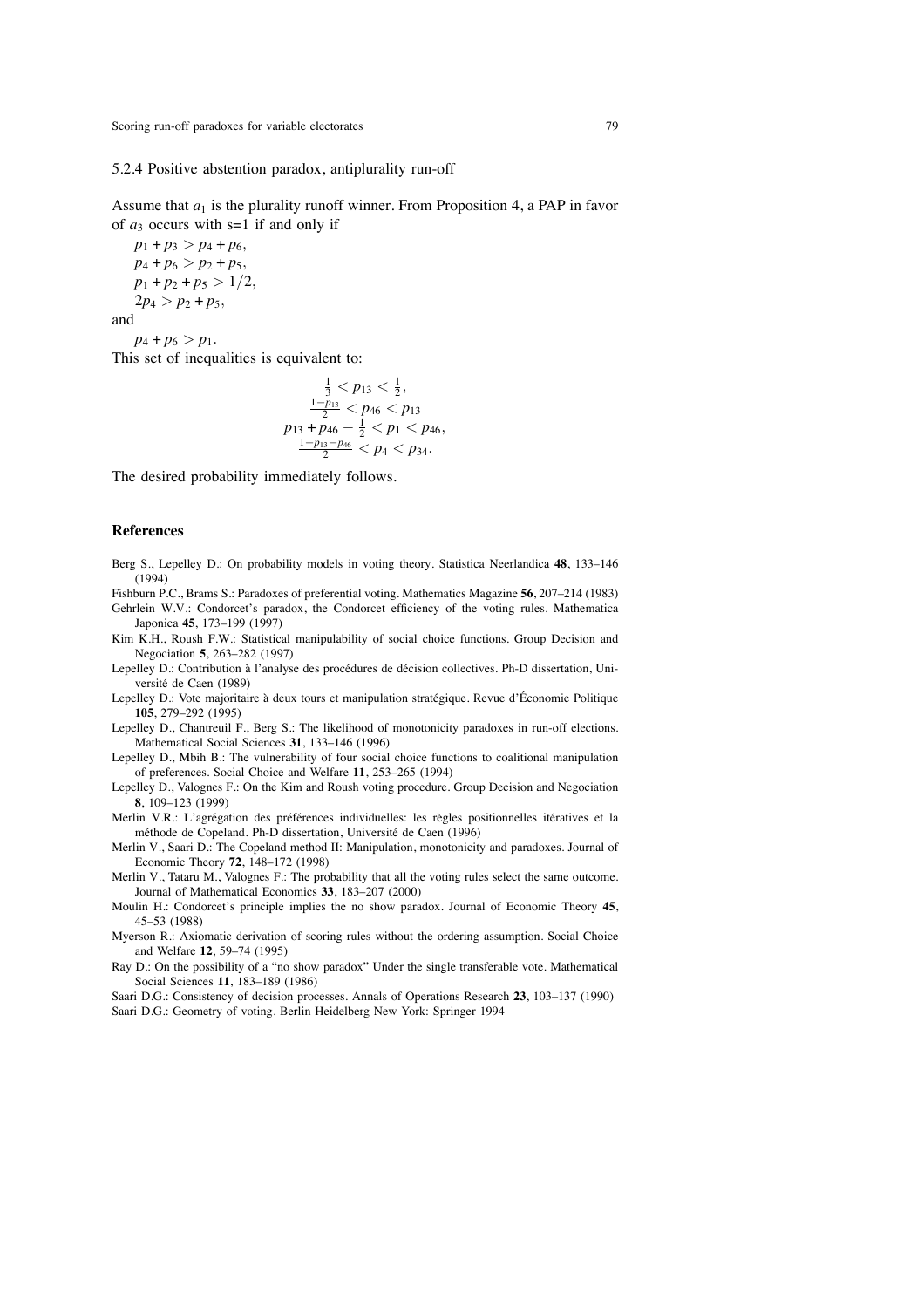#### 5.2.4 Positive abstention paradox, antiplurality run-off

Assume that $a_1$ is the plurality runoff winner. From Proposition 4, a PAP in favor of $a_3$ occurs with s=1 if and only if

$p_1 + p_3 > p_4 + p_6,$
$p_4 + p_6 > p_2 + p_5,$
$p_1 + p_2 + p_5 > 1/2,$
$2p_4 > p_2 + p_5,$

and

$p_4 + p_6 > p_1.$

This set of inequalities is equivalent to:

$$\frac{1}{3} < p_{13} < \frac{1}{2},$$
$$\frac{1-p_{13}}{2} < p_{46} < p_{13}$$
$$p_{13} + p_{46} - \frac{1}{2} < p_1 < p_{46},$$
$$\frac{1-p_{13}-p_{46}}{2} < p_4 < p_{34}.$$

The desired probability immediately follows.

## References

Berg S., Lepelley D.: On probability models in voting theory. Statistica Neerlandica **48**, 133–146 (1994)

Fishburn P.C., Brams S.: Paradoxes of preferential voting. Mathematics Magazine **56**, 207–214 (1983)

Gehrlein W.V.: Condorcet's paradox, the Condorcet efficiency of the voting rules. Mathematica Japonica **45**, 173–199 (1997)

Kim K.H., Roush F.W.: Statistical manipulability of social choice functions. Group Decision and Negociation **5**, 263–282 (1997)

Lepelley D.: Contribution à l'analyse des procédures de décision collectives. Ph-D dissertation, Université de Caen (1989)

Lepelley D.: Vote majoritaire à deux tours et manipulation stratégique. Revue d'Économie Politique **105**, 279–292 (1995)

Lepelley D., Chantreuil F., Berg S.: The likelihood of monotonicity paradoxes in run-off elections. Mathematical Social Sciences **31**, 133–146 (1996)

Lepelley D., Mbih B.: The vulnerability of four social choice functions to coalitional manipulation of preferences. Social Choice and Welfare **11**, 253–265 (1994)

Lepelley D., Valognes F.: On the Kim and Roush voting procedure. Group Decision and Negociation **8**, 109–123 (1999)

Merlin V.R.: L'agrégation des préférences individuelles: les règles positionnelles itératives et la méthode de Copeland. Ph-D dissertation, Université de Caen (1996)

Merlin V., Saari D.: The Copeland method II: Manipulation, monotonicity and paradoxes. Journal of Economic Theory **72**, 148–172 (1998)

Merlin V., Tataru M., Valognes F.: The probability that all the voting rules select the same outcome. Journal of Mathematical Economics **33**, 183–207 (2000)

Moulin H.: Condorcet's principle implies the no show paradox. Journal of Economic Theory **45**, 45–53 (1988)

Myerson R.: Axiomatic derivation of scoring rules without the ordering assumption. Social Choice and Welfare **12**, 59–74 (1995)

Ray D.: On the possibility of a "no show paradox" Under the single transferable vote. Mathematical Social Sciences **11**, 183–189 (1986)

Saari D.G.: Consistency of decision processes. Annals of Operations Research **23**, 103–137 (1990)

Saari D.G.: Geometry of voting. Berlin Heidelberg New York: Springer 1994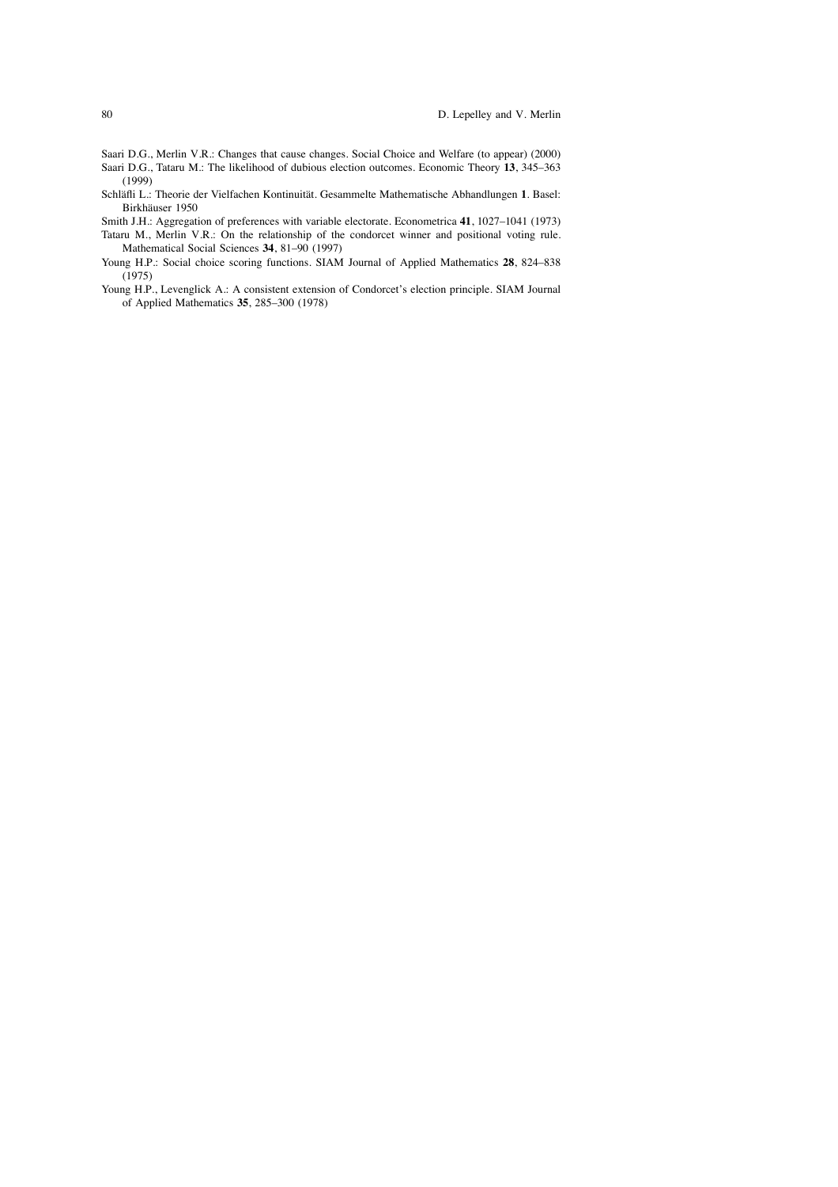Saari D.G., Merlin V.R.: Changes that cause changes. Social Choice and Welfare (to appear) (2000)

Saari D.G., Tataru M.: The likelihood of dubious election outcomes. Economic Theory **13**, 345–363 (1999)

Schläfli L.: Theorie der Vielfachen Kontinuität. Gesammelte Mathematische Abhandlungen **1**. Basel: Birkhäuser 1950

Smith J.H.: Aggregation of preferences with variable electorate. Econometrica **41**, 1027–1041 (1973)

Tataru M., Merlin V.R.: On the relationship of the condorcet winner and positional voting rule. Mathematical Social Sciences **34**, 81–90 (1997)

Young H.P.: Social choice scoring functions. SIAM Journal of Applied Mathematics **28**, 824–838 (1975)

Young H.P., Levenglick A.: A consistent extension of Condorcet's election principle. SIAM Journal of Applied Mathematics **35**, 285–300 (1978)